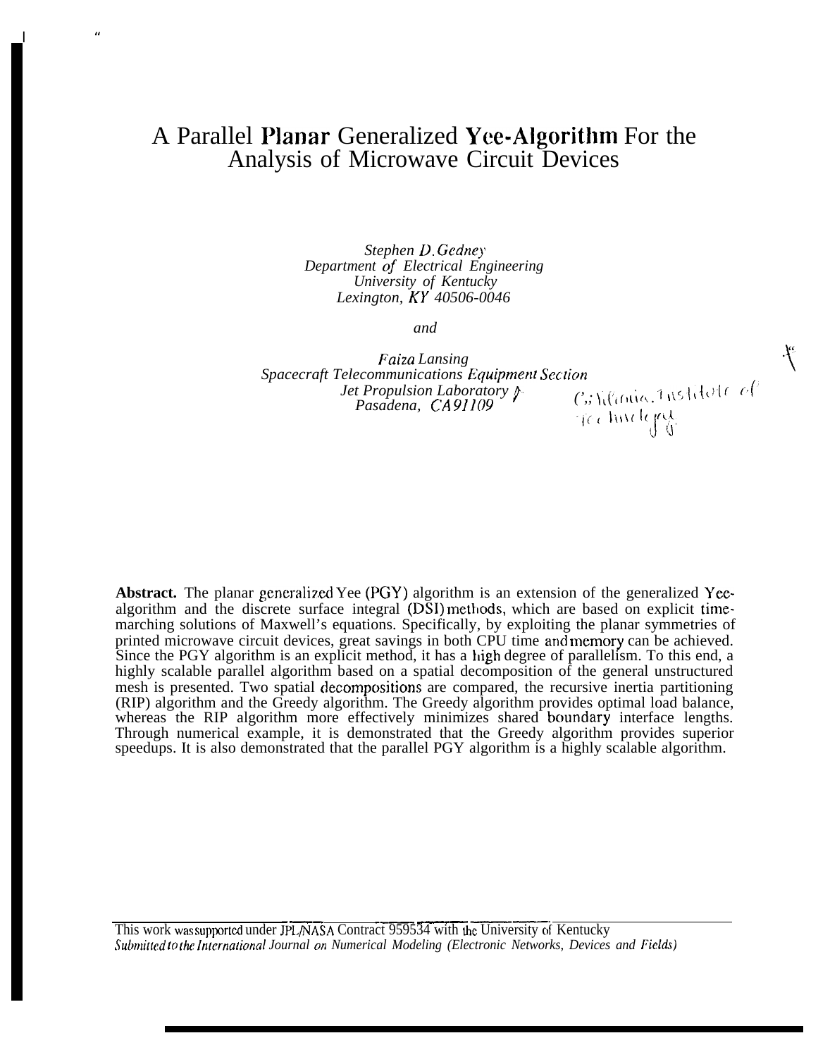# A Parallel Planar Generalized Yee-Algorithm For the Analysis of Microwave Circuit Devices

*Stephen D. Gedney*
*Department of Electrical Engineering*
*University of Kentucky*
*Lexington, KY 40506-0046*

*and*

*Faiza Lansing*
*Spacecraft Telecommunications Equipment Section*
*Jet Propulsion Laboratory*
*Pasadena, CA 91109*

California Institute of Technology

**Abstract.** The planar generalized Yee (PGY) algorithm is an extension of the generalized Yee-algorithm and the discrete surface integral (DSI) methods, which are based on explicit time-marching solutions of Maxwell's equations. Specifically, by exploiting the planar symmetries of printed microwave circuit devices, great savings in both CPU time and memory can be achieved. Since the PGY algorithm is an explicit method, it has a high degree of parallelism. To this end, a highly scalable parallel algorithm based on a spatial decomposition of the general unstructured mesh is presented. Two spatial decompositions are compared, the recursive inertia partitioning (RIP) algorithm and the Greedy algorithm. The Greedy algorithm provides optimal load balance, whereas the RIP algorithm more effectively minimizes shared boundary interface lengths. Through numerical example, it is demonstrated that the Greedy algorithm provides superior speedups. It is also demonstrated that the parallel PGY algorithm is a highly scalable algorithm.

---

This work was supported under JPL/NASA Contract 959534 with the University of Kentucky
*Submitted to the International Journal on Numerical Modeling (Electronic Networks, Devices and Fields)*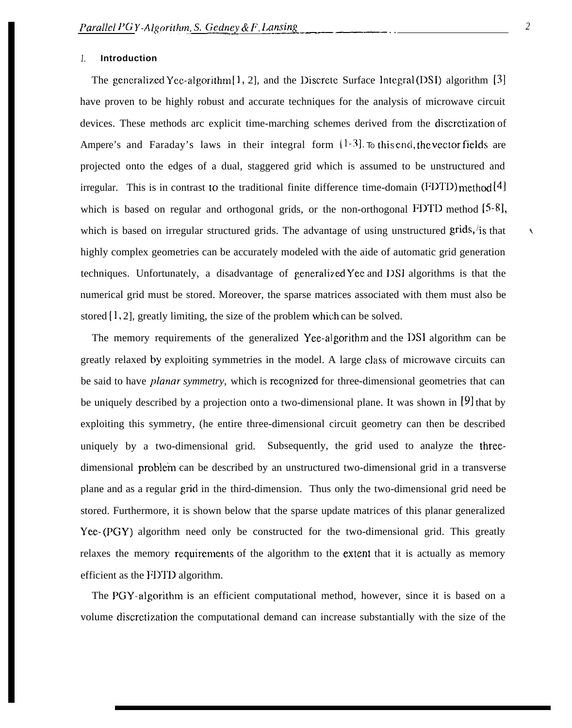## 1. Introduction

The generalized Yee-algorithm [1, 2], and the Discrete Surface Integral (DSI) algorithm [3] have proven to be highly robust and accurate techniques for the analysis of microwave circuit devices. These methods arc explicit time-marching schemes derived from the discretization of Ampere's and Faraday's laws in their integral form [1-3]. To this end, the vector fields are projected onto the edges of a dual, staggered grid which is assumed to be unstructured and irregular. This is in contrast to the traditional finite difference time-domain (FDTD) method [4] which is based on regular and orthogonal grids, or the non-orthogonal FDTD method [5-8], which is based on irregular structured grids. The advantage of using unstructured grids, is that highly complex geometries can be accurately modeled with the aide of automatic grid generation techniques. Unfortunately, a disadvantage of generalized Yee and DSI algorithms is that the numerical grid must be stored. Moreover, the sparse matrices associated with them must also be stored [1, 2], greatly limiting, the size of the problem which can be solved.

The memory requirements of the generalized Yee-algorithm and the DSI algorithm can be greatly relaxed by exploiting symmetries in the model. A large class of microwave circuits can be said to have *planar symmetry,* which is recognized for three-dimensional geometries that can be uniquely described by a projection onto a two-dimensional plane. It was shown in [9] that by exploiting this symmetry, (he entire three-dimensional circuit geometry can then be described uniquely by a two-dimensional grid. Subsequently, the grid used to analyze the three-dimensional problem can be described by an unstructured two-dimensional grid in a transverse plane and as a regular grid in the third-dimension. Thus only the two-dimensional grid need be stored. Furthermore, it is shown below that the sparse update matrices of this planar generalized Yee- (PGY) algorithm need only be constructed for the two-dimensional grid. This greatly relaxes the memory requirements of the algorithm to the extent that it is actually as memory efficient as the FDTD algorithm.

The PGY-algorithm is an efficient computational method, however, since it is based on a volume discretization the computational demand can increase substantially with the size of the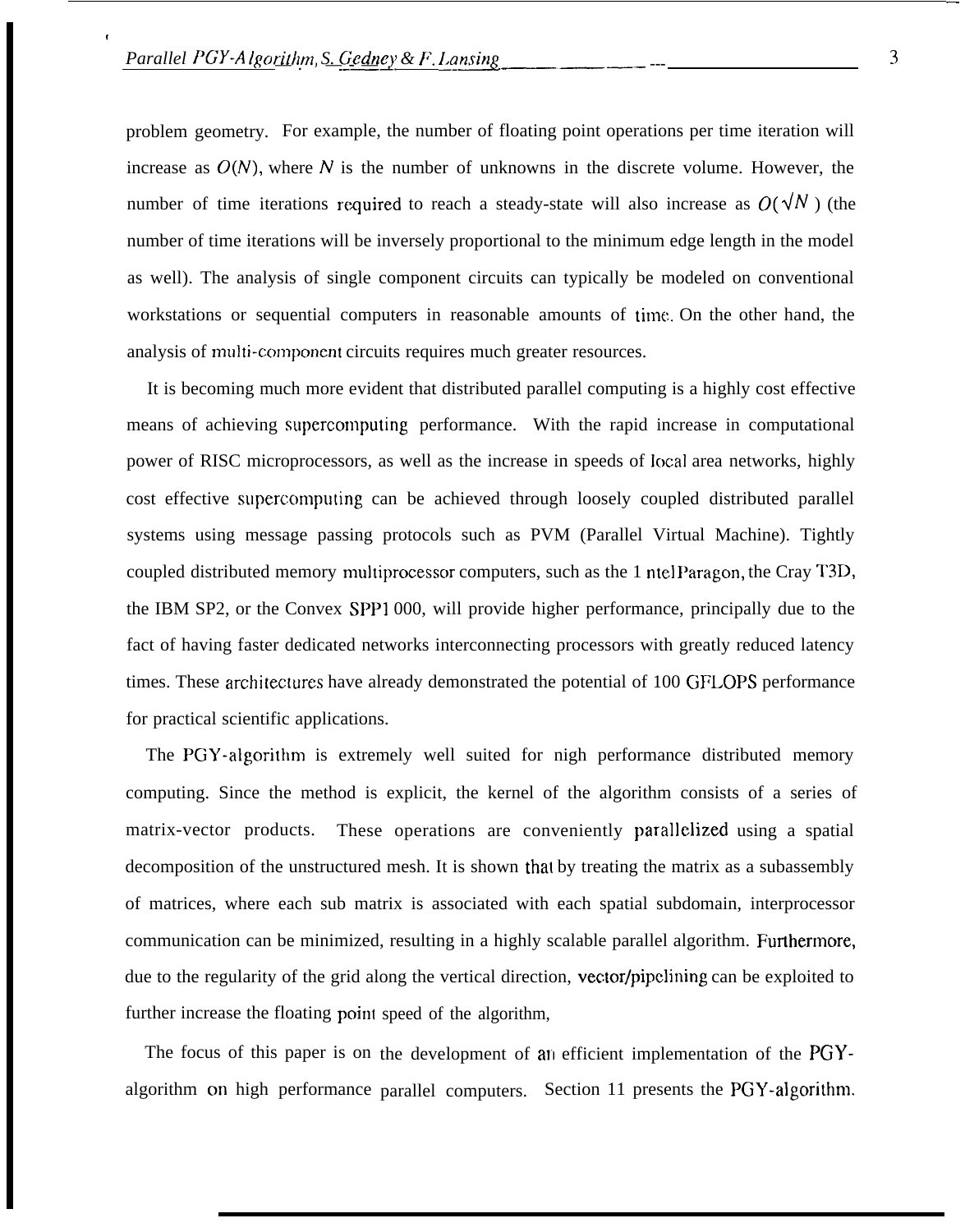problem geometry. For example, the number of floating point operations per time iteration will increase as $O(N)$, where $N$ is the number of unknowns in the discrete volume. However, the number of time iterations required to reach a steady-state will also increase as $O(\sqrt{N})$ (the number of time iterations will be inversely proportional to the minimum edge length in the model as well). The analysis of single component circuits can typically be modeled on conventional workstations or sequential computers in reasonable amounts of time. On the other hand, the analysis of multi-component circuits requires much greater resources.

It is becoming much more evident that distributed parallel computing is a highly cost effective means of achieving supercomputing performance. With the rapid increase in computational power of RISC microprocessors, as well as the increase in speeds of local area networks, highly cost effective supercomputing can be achieved through loosely coupled distributed parallel systems using message passing protocols such as PVM (Parallel Virtual Machine). Tightly coupled distributed memory multiprocessor computers, such as the 1 ntel Paragon, the Cray T3D, the IBM SP2, or the Convex SPP1 000, will provide higher performance, principally due to the fact of having faster dedicated networks interconnecting processors with greatly reduced latency times. These architectures have already demonstrated the potential of 100 GFLOPS performance for practical scientific applications.

The PGY-algorithm is extremely well suited for nigh performance distributed memory computing. Since the method is explicit, the kernel of the algorithm consists of a series of matrix-vector products. These operations are conveniently parallelized using a spatial decomposition of the unstructured mesh. It is shown that by treating the matrix as a subassembly of matrices, where each sub matrix is associated with each spatial subdomain, interprocessor communication can be minimized, resulting in a highly scalable parallel algorithm. Furthermore, due to the regularity of the grid along the vertical direction, vector/pipelining can be exploited to further increase the floating point speed of the algorithm,

The focus of this paper is on the development of an efficient implementation of the PGY-algorithm on high performance parallel computers. Section 11 presents the PGY-algorithm.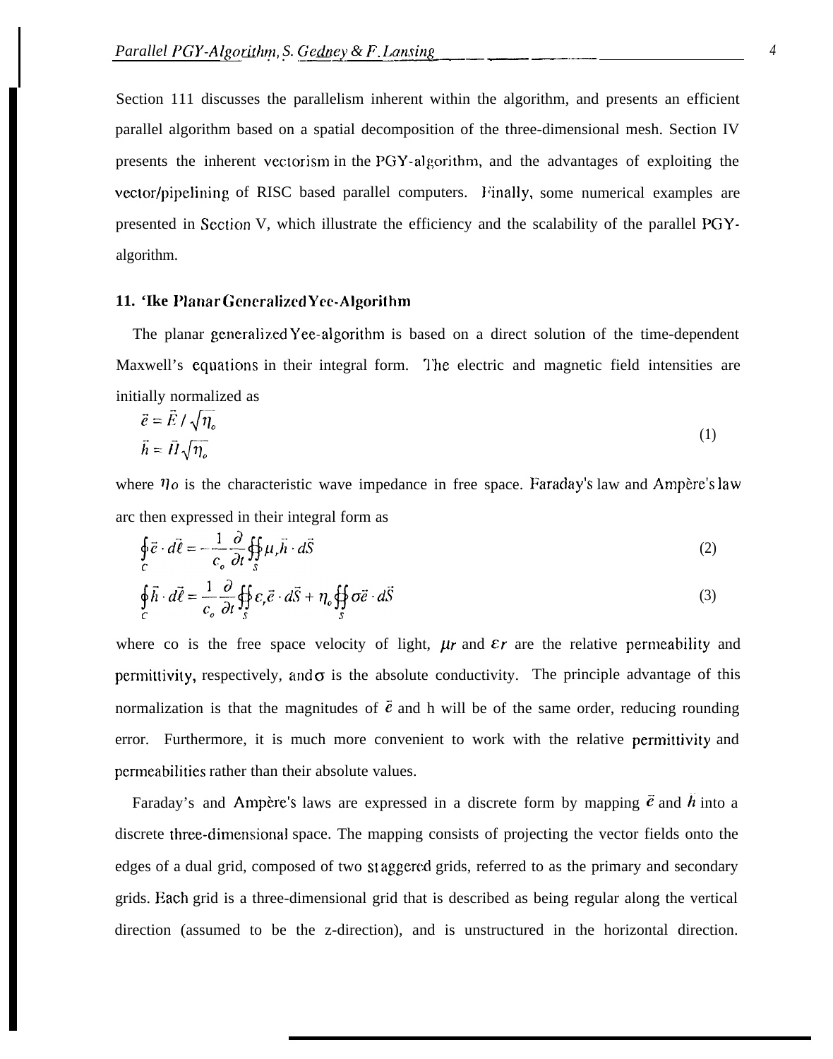Section 111 discusses the parallelism inherent within the algorithm, and presents an efficient parallel algorithm based on a spatial decomposition of the three-dimensional mesh. Section IV presents the inherent vectorism in the PGY-algorithm, and the advantages of exploiting the vector/pipelining of RISC based parallel computers. Finally, some numerical examples are presented in Section V, which illustrate the efficiency and the scalability of the parallel PGY-algorithm.

## 11. 'Ike Planar Generalized Yee-Algorithm

The planar generalized Yee-algorithm is based on a direct solution of the time-dependent Maxwell's equations in their integral form. The electric and magnetic field intensities are initially normalized as

$$\vec{e} = \vec{E} / \sqrt{\eta_o}$$
$$\vec{h} = \vec{H}\sqrt{\eta_o} \tag{1}$$

where $\eta_o$ is the characteristic wave impedance in free space. Faraday's law and Ampère's law arc then expressed in their integral form as

$$\oint_C \vec{e} \cdot d\vec{\ell} = -\frac{1}{c_o}\frac{\partial}{\partial t}\oiint_S \mu_r \vec{h} \cdot d\vec{S} \tag{2}$$

$$\oint_C \vec{h} \cdot d\vec{\ell} = \frac{1}{c_o}\frac{\partial}{\partial t}\oiint_S \varepsilon_r \vec{e} \cdot d\vec{S} + \eta_o \oiint_S \sigma \vec{e} \cdot d\vec{S} \tag{3}$$

where co is the free space velocity of light, $\mu_r$ and $\varepsilon_r$ are the relative permeability and permittivity, respectively, and $\sigma$ is the absolute conductivity. The principle advantage of this normalization is that the magnitudes of $\vec{e}$ and h will be of the same order, reducing rounding error. Furthermore, it is much more convenient to work with the relative permittivity and permeabilities rather than their absolute values.

Faraday's and Ampère's laws are expressed in a discrete form by mapping $\vec{e}$ and $\vec{h}$ into a discrete three-dimensional space. The mapping consists of projecting the vector fields onto the edges of a dual grid, composed of two staggered grids, referred to as the primary and secondary grids. Each grid is a three-dimensional grid that is described as being regular along the vertical direction (assumed to be the z-direction), and is unstructured in the horizontal direction.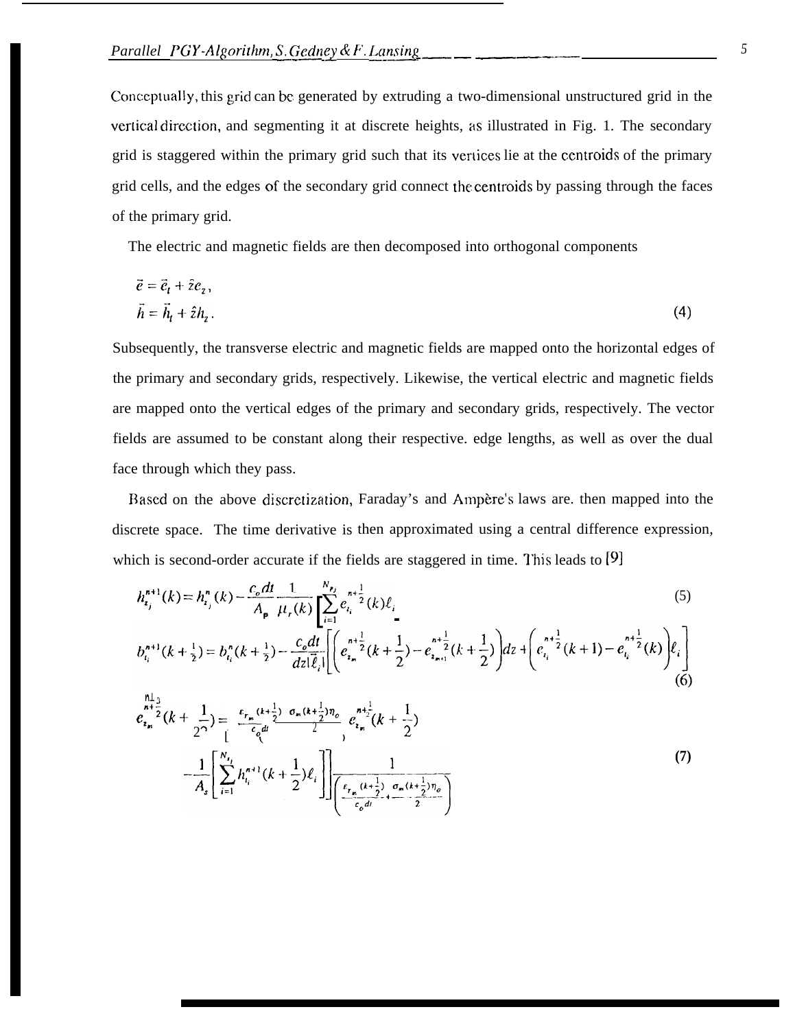Conceptually, this grid can be generated by extruding a two-dimensional unstructured grid in the vertical direction, and segmenting it at discrete heights, as illustrated in Fig. 1. The secondary grid is staggered within the primary grid such that its vertices lie at the centroids of the primary grid cells, and the edges of the secondary grid connect the centroids by passing through the faces of the primary grid.

The electric and magnetic fields are then decomposed into orthogonal components

$$
\begin{aligned}
\vec{e} &= \vec{e}_t + \hat{z} e_z , \\
\vec{h} &= \vec{h}_t + \hat{z} h_z .
\end{aligned} \tag{4}
$$

Subsequently, the transverse electric and magnetic fields are mapped onto the horizontal edges of the primary and secondary grids, respectively. Likewise, the vertical electric and magnetic fields are mapped onto the vertical edges of the primary and secondary grids, respectively. The vector fields are assumed to be constant along their respective. edge lengths, as well as over the dual face through which they pass.

Based on the above discretization, Faraday's and Ampère's laws are. then mapped into the discrete space. The time derivative is then approximated using a central difference expression, which is second-order accurate if the fields are staggered in time. This leads to [9]

$$
h_{z_j}^{n+1}(k) = h_{z_j}^{n}(k) - \frac{c_o dt}{A_p} \frac{1}{\mu_r(k)} \left[ \sum_{i=1}^{N_{p_j}} e_{t_i}^{n+\frac{1}{2}}(k) \ell_i \right] \tag{5}
$$

$$
b_{t_i}^{n+1}(k+\tfrac{1}{2}) = b_{t_i}^{n}(k+\tfrac{1}{2}) - \frac{c_o dt}{dz|\vec{\ell}_i|} \left[ \left( e_{z_m}^{n+\frac{1}{2}}(k+\frac{1}{2}) - e_{z_{m+1}}^{n+\frac{1}{2}}(k+\frac{1}{2}) \right) dz + \left( e_{t_i}^{n+\frac{1}{2}}(k+1) - e_{t_i}^{n+\frac{1}{2}}(k) \right) \ell_i \right] \tag{6}
$$

$$
\begin{aligned}
e_{z_m}^{n+\frac{3}{2}}(k+\frac{1}{2}) = &\left[ \left( \frac{\varepsilon_{r_m}(k+\frac{1}{2})}{c_o dt} - \frac{\sigma_m(k+\frac{1}{2})\eta_o}{2} \right) e_{z_m}^{n+\frac{1}{2}}(k+\frac{1}{2}) \right. \\
&\left. - \frac{1}{A_s} \left[ \sum_{i=1}^{N_{s_j}} h_{t_i}^{n+1}(k+\frac{1}{2}) \ell_i \right] \right] \frac{1}{\left( \frac{\varepsilon_{r_m}(k+\frac{1}{2})}{c_o dt} + \frac{\sigma_m(k+\frac{1}{2})\eta_o}{2} \right)}
\end{aligned} \tag{7}
$$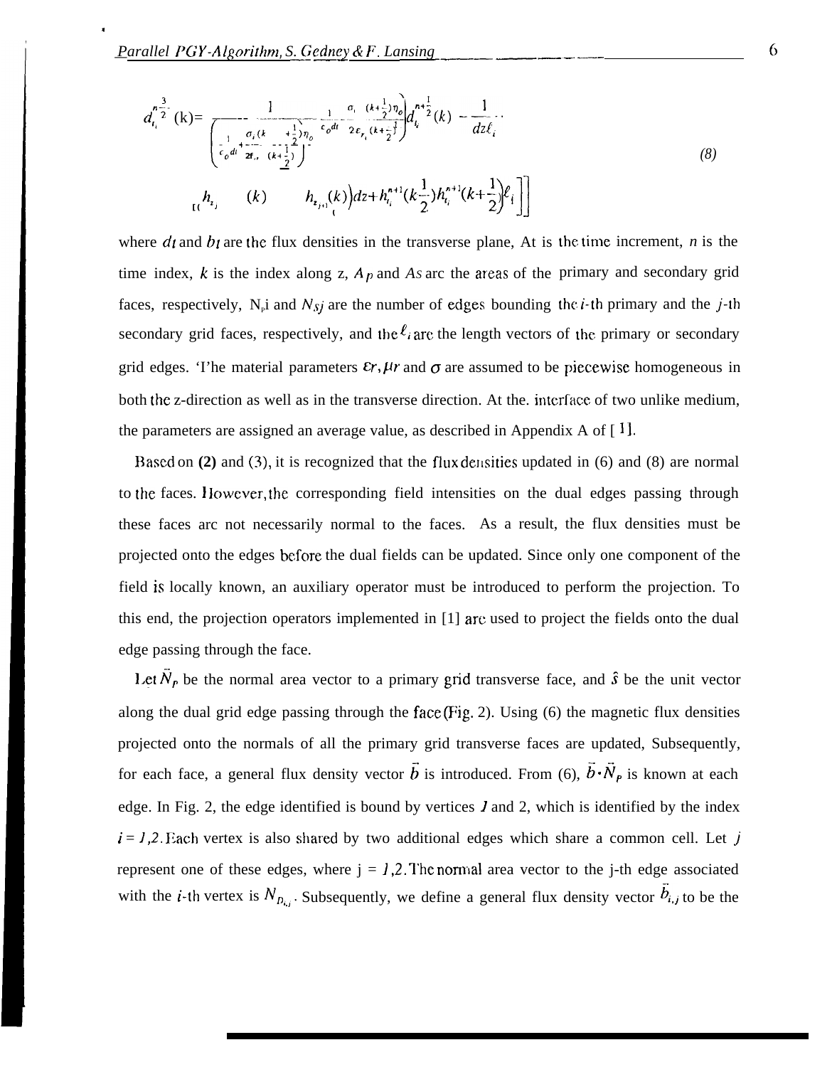$$d_{t_i}^{n-\frac{3}{2}}(k) = \frac{1}{\left(\frac{1}{c_o dt} + \frac{\sigma_i (k+\frac{1}{2})\eta_o}{2\varepsilon_{r_i}(k+\frac{1}{2})}\right)} \left[ \left(\frac{1}{c_o dt} - \frac{\sigma_i (k+\frac{1}{2})\eta_o}{2\varepsilon_{r_i}(k+\frac{1}{2})}\right) d_{t_i}^{n+\frac{1}{2}}(k) - \frac{1}{dz\ell_i} \left[ \left( h_{z_j}(k) - h_{z_{j+1}}(k) \right) dz + h_{t_i}^{n+1}(k-\frac{1}{2}) h_{t_i}^{n+1}(k+\frac{1}{2}) \ell_i \right] \right] \tag{8}$$

where $d_t$ and $b_t$ are the flux densities in the transverse plane, $\Delta t$ is the time increment, $n$ is the time index, $k$ is the index along z, $A_p$ and $A_s$ are the areas of the primary and secondary grid faces, respectively, $N_{pi}$ and $N_{sj}$ are the number of edges bounding the $i$-th primary and the $j$-th secondary grid faces, respectively, and the $\ell_i$ are the length vectors of the primary or secondary grid edges. The material parameters $\varepsilon r, \mu r$ and $\sigma$ are assumed to be piecewise homogeneous in both the z-direction as well as in the transverse direction. At the interface of two unlike medium, the parameters are assigned an average value, as described in Appendix A of [1].

Based on **(2)** and (3), it is recognized that the flux densities updated in (6) and (8) are normal to the faces. However, the corresponding field intensities on the dual edges passing through these faces are not necessarily normal to the faces. As a result, the flux densities must be projected onto the edges before the dual fields can be updated. Since only one component of the field is locally known, an auxiliary operator must be introduced to perform the projection. To this end, the projection operators implemented in [1] are used to project the fields onto the dual edge passing through the face.

Let $\vec{N}_P$ be the normal area vector to a primary grid transverse face, and $\hat{s}$ be the unit vector along the dual grid edge passing through the face (Fig. 2). Using (6) the magnetic flux densities projected onto the normals of all the primary grid transverse faces are updated, Subsequently, for each face, a general flux density vector $\vec{b}$ is introduced. From (6), $\vec{b} \cdot \vec{N}_P$ is known at each edge. In Fig. 2, the edge identified is bound by vertices $1$ and 2, which is identified by the index $i = 1,2$. Each vertex is also shared by two additional edges which share a common cell. Let $j$ represent one of these edges, where j = $1,2$. The normal area vector to the j-th edge associated with the $i$-th vertex is $N_{D_{i,j}}$. Subsequently, we define a general flux density vector $\vec{b}_{i,j}$ to be the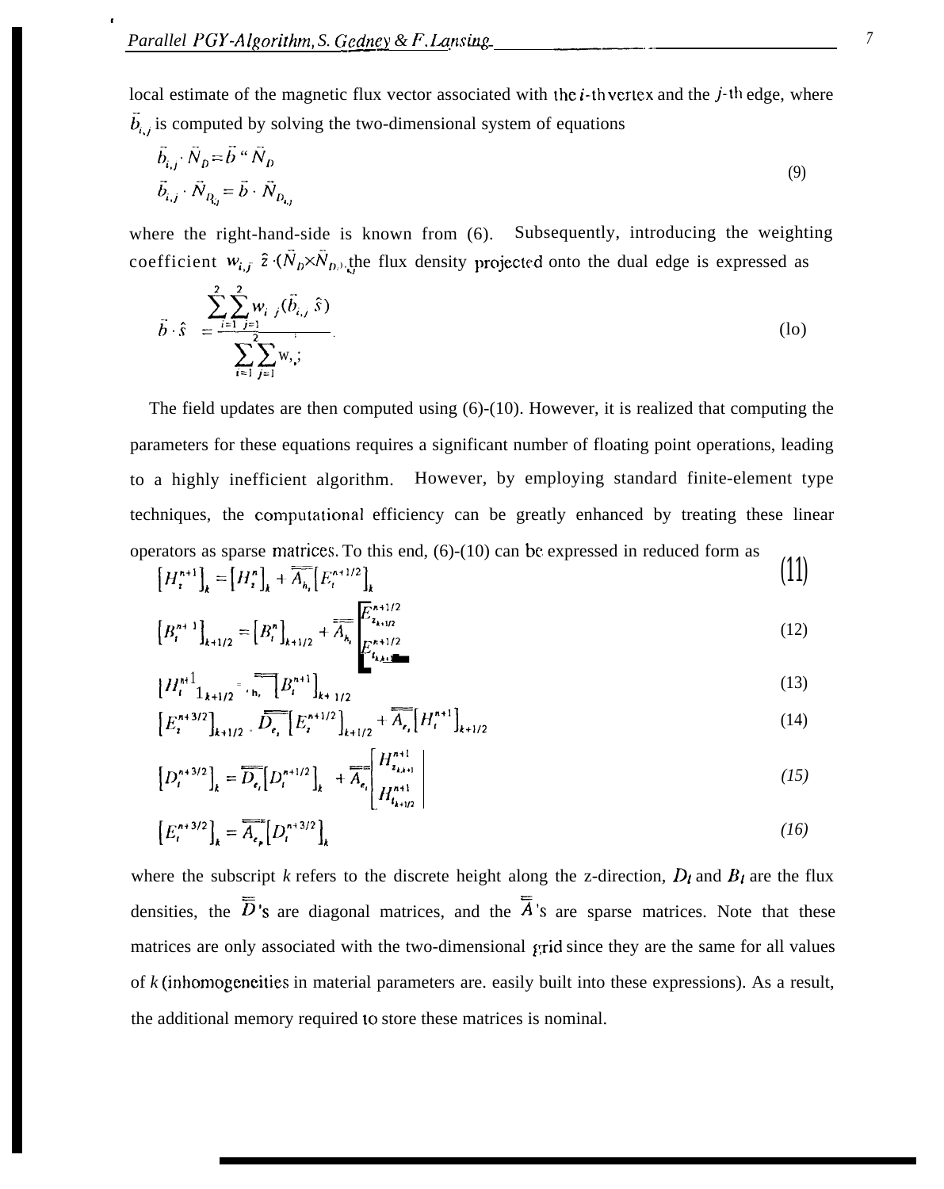local estimate of the magnetic flux vector associated with the $i$-th vertex and the $j$-th edge, where $\vec{b}_{i,j}$ is computed by solving the two-dimensional system of equations

$$
\begin{aligned}
\vec{b}_{i,j} \cdot \vec{N}_D &= \vec{b} \cdot \vec{N}_D \\
\vec{b}_{i,j} \cdot \vec{N}_{D_{i,j}} &= \vec{b} \cdot \vec{N}_{D_{i,j}}
\end{aligned}
\tag{9}
$$

where the right-hand-side is known from (6). Subsequently, introducing the weighting coefficient $w_{i,j} = \hat{z} \cdot (\vec{N}_D \times \vec{N}_{D_{i,j}})$, the flux density projected onto the dual edge is expressed as

$$
\vec{b} \cdot \hat{s} = \frac{\sum_{i=1}^{2} \sum_{j=1}^{2} w_{i,j} (\vec{b}_{i,j} \cdot \hat{s})}{\sum_{i=1}^{2} \sum_{j=1}^{2} w_{i,j}}.
\tag{10}
$$

The field updates are then computed using (6)-(10). However, it is realized that computing the parameters for these equations requires a significant number of floating point operations, leading to a highly inefficient algorithm. However, by employing standard finite-element type techniques, the computational efficiency can be greatly enhanced by treating these linear operators as sparse matrices. To this end, (6)-(10) can be expressed in reduced form as

$$
\left[H_z^{n+1}\right]_k = \left[H_z^n\right]_k + \overline{\overline{A}}_{h_z}\left[E_t^{n+1/2}\right]_k
\tag{11}
$$

$$
\left[B_t^{n+1}\right]_{k+1/2} = \left[B_t^n\right]_{k+1/2} + \overline{\overline{A}}_{h_t}\begin{bmatrix} E_{z_{k+1/2}}^{n+1/2} \\ E_{t_{k+1}}^{n+1/2} \end{bmatrix}
\tag{12}
$$

$$
\left[H_t^{n+1}\right]_{k+1/2} = \overline{\overline{A}}_{h_t}\left[B_t^{n+1}\right]_{k+1/2}
\tag{13}
$$

$$
\left[E_z^{n+3/2}\right]_{k+1/2} = \overline{\overline{D}}_{e_z}\left[E_z^{n+1/2}\right]_{k+1/2} + \overline{\overline{A}}_{e_z}\left[H_t^{n+1}\right]_{k+1/2}
\tag{14}
$$

$$
\left[D_t^{n+3/2}\right]_k = \overline{\overline{D}}_{e_t}\left[D_t^{n+1/2}\right]_k + \overline{\overline{A}}_{e_t}\begin{bmatrix} H_{z_{k,k+1}}^{n+1} \\ H_{t_{k+1/2}}^{n+1} \end{bmatrix}
\tag{15}
$$

$$
\left[E_t^{n+3/2}\right]_k = \overline{\overline{A}}_{e_p}\left[D_t^{n+3/2}\right]_k
\tag{16}
$$

where the subscript $k$ refers to the discrete height along the z-direction, $D_t$ and $B_t$ are the flux densities, the $\overline{\overline{D}}$'s are diagonal matrices, and the $\overline{\overline{A}}$'s are sparse matrices. Note that these matrices are only associated with the two-dimensional grid since they are the same for all values of $k$ (inhomogeneities in material parameters are. easily built into these expressions). As a result, the additional memory required to store these matrices is nominal.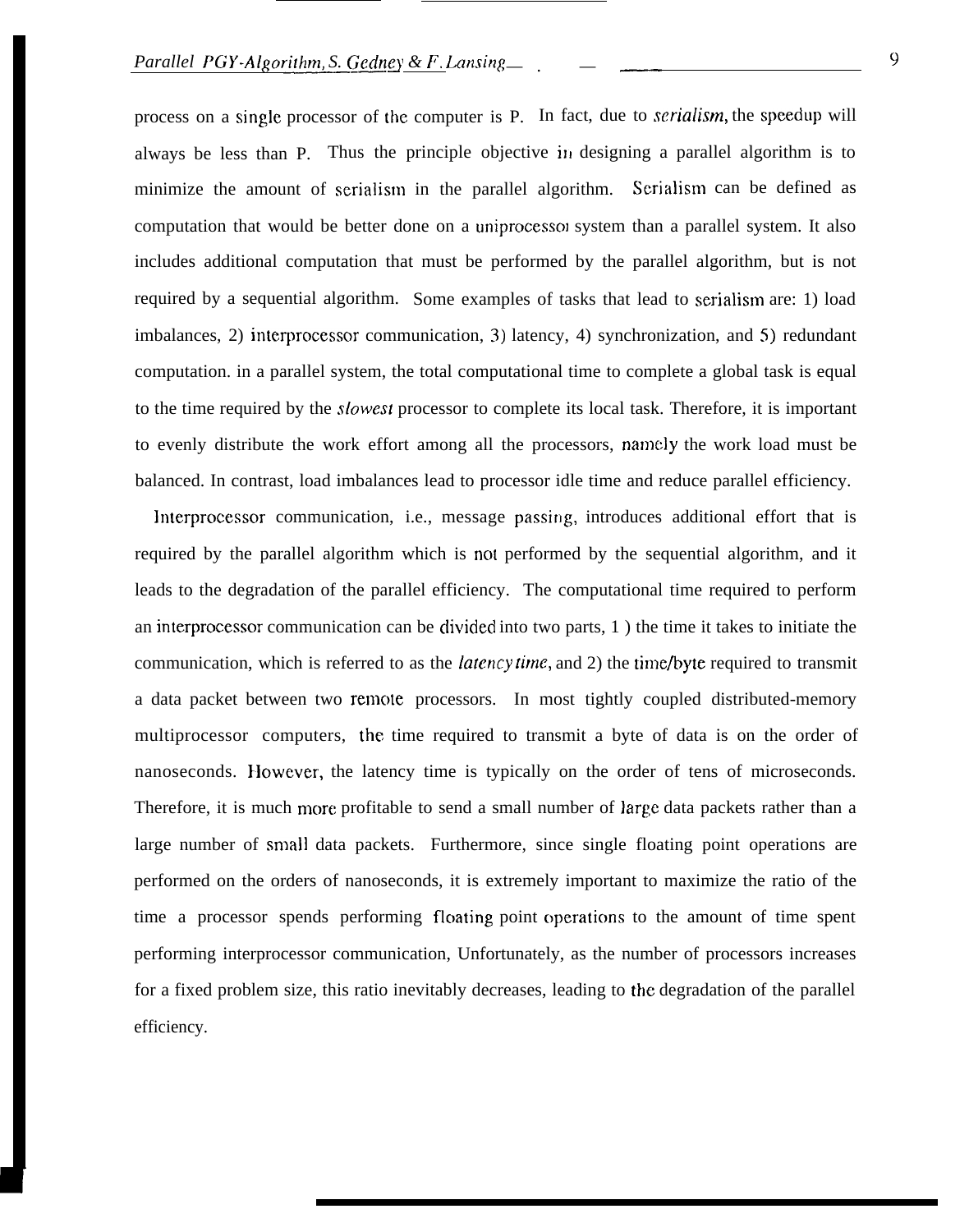process on a single processor of the computer is P. In fact, due to *serialism*, the speedup will always be less than P. Thus the principle objective in designing a parallel algorithm is to minimize the amount of serialism in the parallel algorithm. Serialism can be defined as computation that would be better done on a uniprocessor system than a parallel system. It also includes additional computation that must be performed by the parallel algorithm, but is not required by a sequential algorithm. Some examples of tasks that lead to serialism are: 1) load imbalances, 2) interprocessor communication, 3) latency, 4) synchronization, and 5) redundant computation. in a parallel system, the total computational time to complete a global task is equal to the time required by the *slowest* processor to complete its local task. Therefore, it is important to evenly distribute the work effort among all the processors, namely the work load must be balanced. In contrast, load imbalances lead to processor idle time and reduce parallel efficiency.

Interprocessor communication, i.e., message passing, introduces additional effort that is required by the parallel algorithm which is not performed by the sequential algorithm, and it leads to the degradation of the parallel efficiency. The computational time required to perform an interprocessor communication can be divided into two parts, 1 ) the time it takes to initiate the communication, which is referred to as the *latency time*, and 2) the time/byte required to transmit a data packet between two remote processors. In most tightly coupled distributed-memory multiprocessor computers, the time required to transmit a byte of data is on the order of nanoseconds. However, the latency time is typically on the order of tens of microseconds. Therefore, it is much more profitable to send a small number of large data packets rather than a large number of small data packets. Furthermore, since single floating point operations are performed on the orders of nanoseconds, it is extremely important to maximize the ratio of the time a processor spends performing floating point operations to the amount of time spent performing interprocessor communication, Unfortunately, as the number of processors increases for a fixed problem size, this ratio inevitably decreases, leading to the degradation of the parallel efficiency.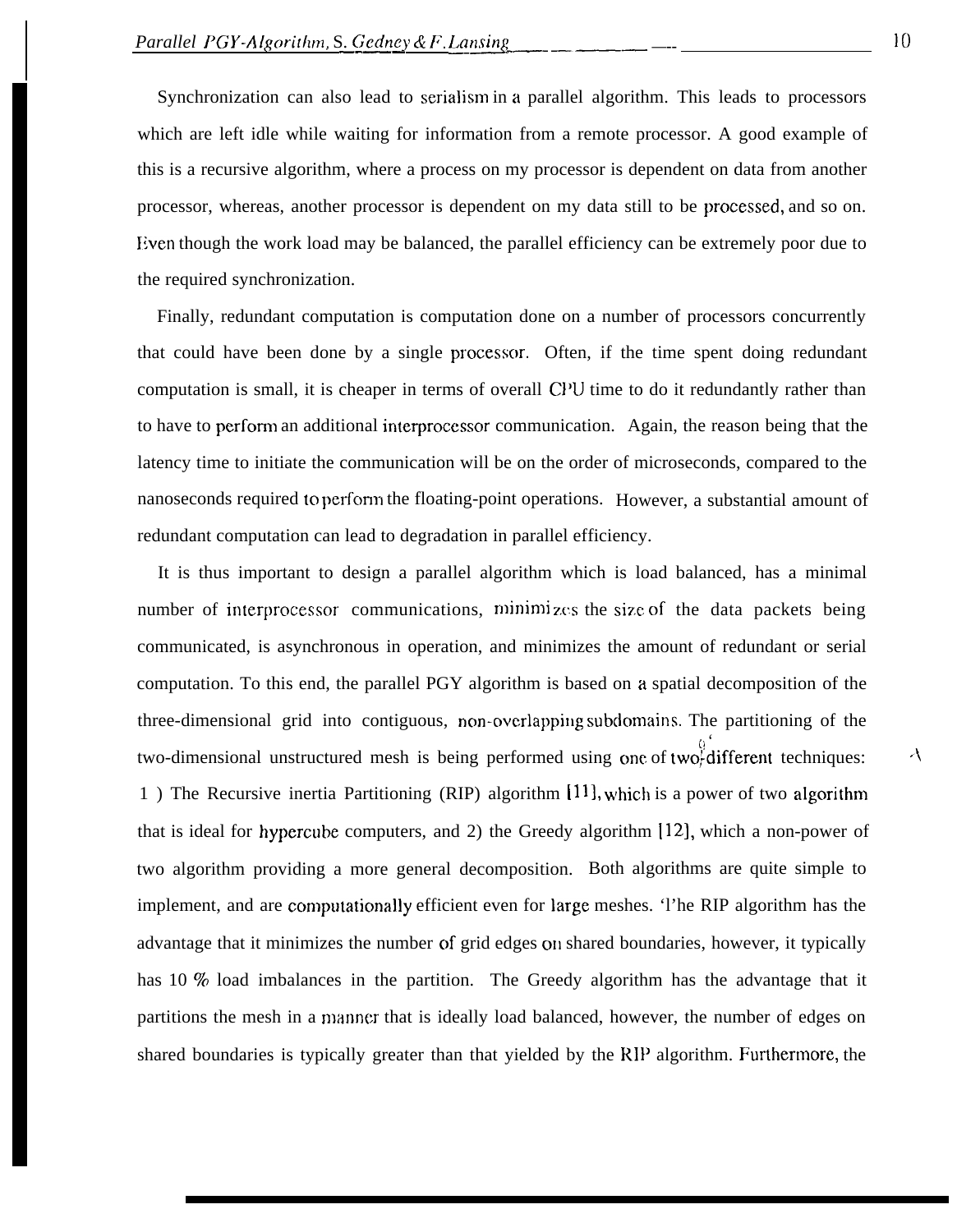Synchronization can also lead to serialism in a parallel algorithm. This leads to processors which are left idle while waiting for information from a remote processor. A good example of this is a recursive algorithm, where a process on my processor is dependent on data from another processor, whereas, another processor is dependent on my data still to be processed, and so on. Even though the work load may be balanced, the parallel efficiency can be extremely poor due to the required synchronization.

Finally, redundant computation is computation done on a number of processors concurrently that could have been done by a single processor. Often, if the time spent doing redundant computation is small, it is cheaper in terms of overall CPU time to do it redundantly rather than to have to perform an additional interprocessor communication. Again, the reason being that the latency time to initiate the communication will be on the order of microseconds, compared to the nanoseconds required to perform the floating-point operations. However, a substantial amount of redundant computation can lead to degradation in parallel efficiency.

It is thus important to design a parallel algorithm which is load balanced, has a minimal number of interprocessor communications, minimizes the size of the data packets being communicated, is asynchronous in operation, and minimizes the amount of redundant or serial computation. To this end, the parallel PGY algorithm is based on a spatial decomposition of the three-dimensional grid into contiguous, non-overlapping subdomains. The partitioning of the two-dimensional unstructured mesh is being performed using one of two different techniques: 1 ) The Recursive inertia Partitioning (RIP) algorithm [11], which is a power of two algorithm that is ideal for hypercube computers, and 2) the Greedy algorithm [12], which a non-power of two algorithm providing a more general decomposition. Both algorithms are quite simple to implement, and are computationally efficient even for large meshes. The RIP algorithm has the advantage that it minimizes the number of grid edges on shared boundaries, however, it typically has 10 % load imbalances in the partition. The Greedy algorithm has the advantage that it partitions the mesh in a manner that is ideally load balanced, however, the number of edges on shared boundaries is typically greater than that yielded by the RIP algorithm. Furthermore, the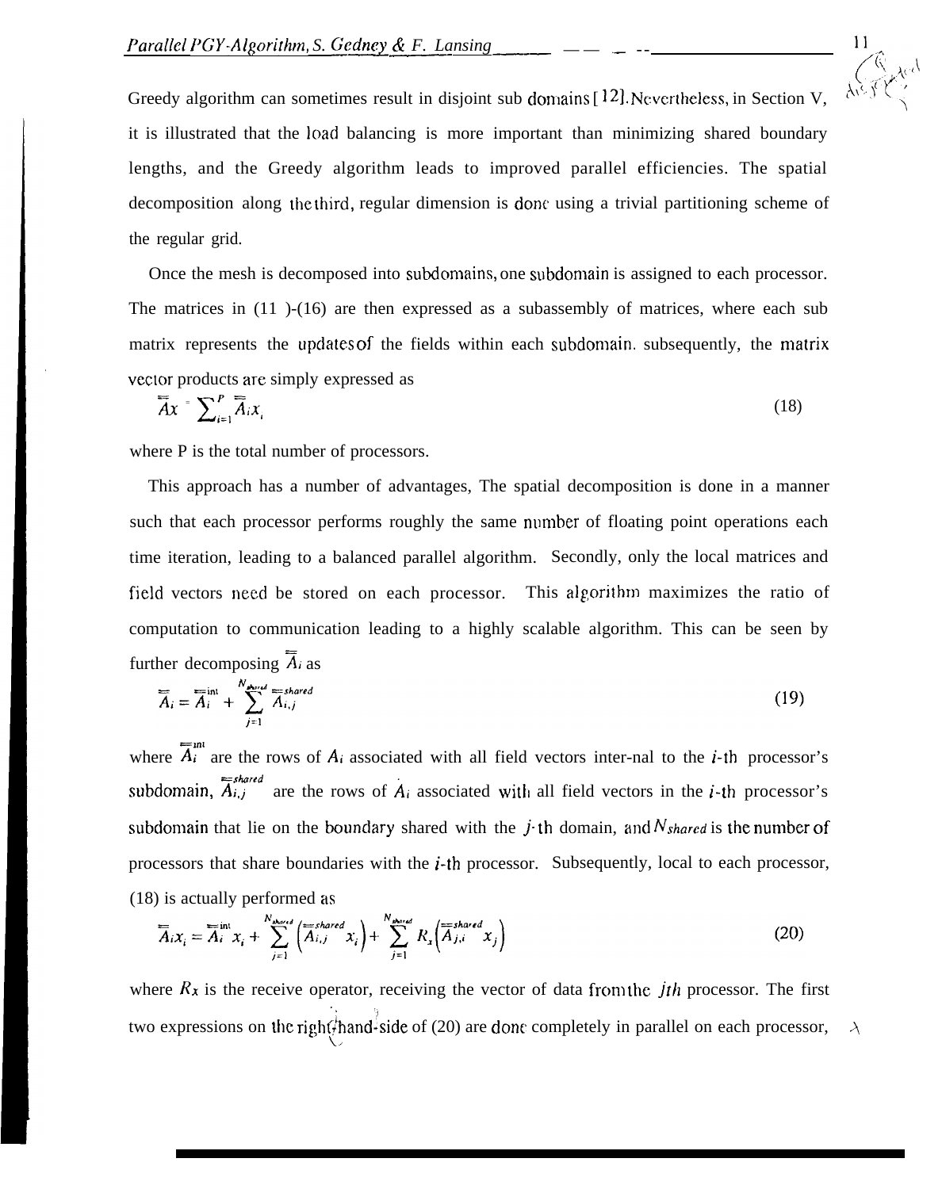Greedy algorithm can sometimes result in disjoint sub domains [12]. Nevertheless, in Section V, it is illustrated that the load balancing is more important than minimizing shared boundary lengths, and the Greedy algorithm leads to improved parallel efficiencies. The spatial decomposition along the third, regular dimension is done using a trivial partitioning scheme of the regular grid.

Once the mesh is decomposed into subdomains, one subdomain is assigned to each processor. The matrices in (11)-(16) are then expressed as a subassembly of matrices, where each sub matrix represents the updates of the fields within each subdomain. subsequently, the matrix vector products are simply expressed as

$$\overline{\overline{A}}x = \sum_{i=1}^{P} \overline{\overline{A}}_i x_i \tag{18}$$

where P is the total number of processors.

This approach has a number of advantages, The spatial decomposition is done in a manner such that each processor performs roughly the same number of floating point operations each time iteration, leading to a balanced parallel algorithm. Secondly, only the local matrices and field vectors need be stored on each processor. This algorithm maximizes the ratio of computation to communication leading to a highly scalable algorithm. This can be seen by further decomposing $\overline{\overline{A}}_i$ as

$$\overline{\overline{A}}_i = \overline{\overline{A}}_i^{int} + \sum_{j=1}^{N_{shared}} \overline{\overline{A}}_{i,j}^{shared} \tag{19}$$

where $\overline{\overline{A}}_i^{int}$ are the rows of $A_i$ associated with all field vectors inter-nal to the $i$-th processor's subdomain, $\overline{\overline{A}}_{i,j}^{shared}$ are the rows of $A_i$ associated with all field vectors in the $i$-th processor's subdomain that lie on the boundary shared with the $j$-th domain, and $N_{shared}$ is the number of processors that share boundaries with the $i$-th processor. Subsequently, local to each processor, (18) is actually performed as

$$\overline{\overline{A}}_i x_i = \overline{\overline{A}}_i^{int} x_i + \sum_{j=1}^{N_{shared}} \left( \overline{\overline{A}}_{i,j}^{shared} x_i \right) + \sum_{j=1}^{N_{shared}} R_x \left( \overline{\overline{A}}_{j,i}^{shared} x_j \right) \tag{20}$$

where $R_x$ is the receive operator, receiving the vector of data from the $jth$ processor. The first two expressions on the right-hand-side of (20) are done completely in parallel on each processor,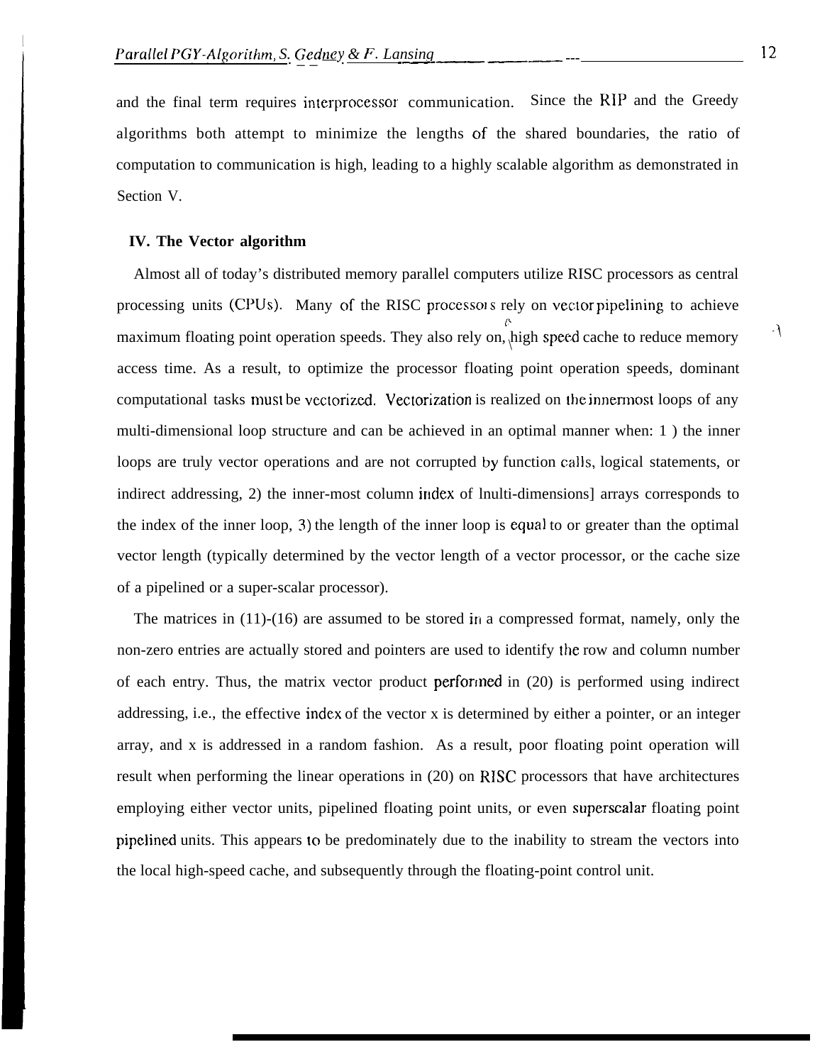and the final term requires interprocessor communication. Since the RIP and the Greedy algorithms both attempt to minimize the lengths of the shared boundaries, the ratio of computation to communication is high, leading to a highly scalable algorithm as demonstrated in Section V.

## IV. The Vector algorithm

Almost all of today's distributed memory parallel computers utilize RISC processors as central processing units (CPUs). Many of the RISC processors rely on vector pipelining to achieve maximum floating point operation speeds. They also rely on a high speed cache to reduce memory access time. As a result, to optimize the processor floating point operation speeds, dominant computational tasks must be vectorized. Vectorization is realized on the innermost loops of any multi-dimensional loop structure and can be achieved in an optimal manner when: 1 ) the inner loops are truly vector operations and are not corrupted by function calls, logical statements, or indirect addressing, 2) the inner-most column index of multi-dimensional arrays corresponds to the index of the inner loop, 3) the length of the inner loop is equal to or greater than the optimal vector length (typically determined by the vector length of a vector processor, or the cache size of a pipelined or a super-scalar processor).

The matrices in (11)-(16) are assumed to be stored in a compressed format, namely, only the non-zero entries are actually stored and pointers are used to identify the row and column number of each entry. Thus, the matrix vector product performed in (20) is performed using indirect addressing, i.e., the effective index of the vector x is determined by either a pointer, or an integer array, and x is addressed in a random fashion. As a result, poor floating point operation will result when performing the linear operations in (20) on RISC processors that have architectures employing either vector units, pipelined floating point units, or even superscalar floating point pipelined units. This appears to be predominately due to the inability to stream the vectors into the local high-speed cache, and subsequently through the floating-point control unit.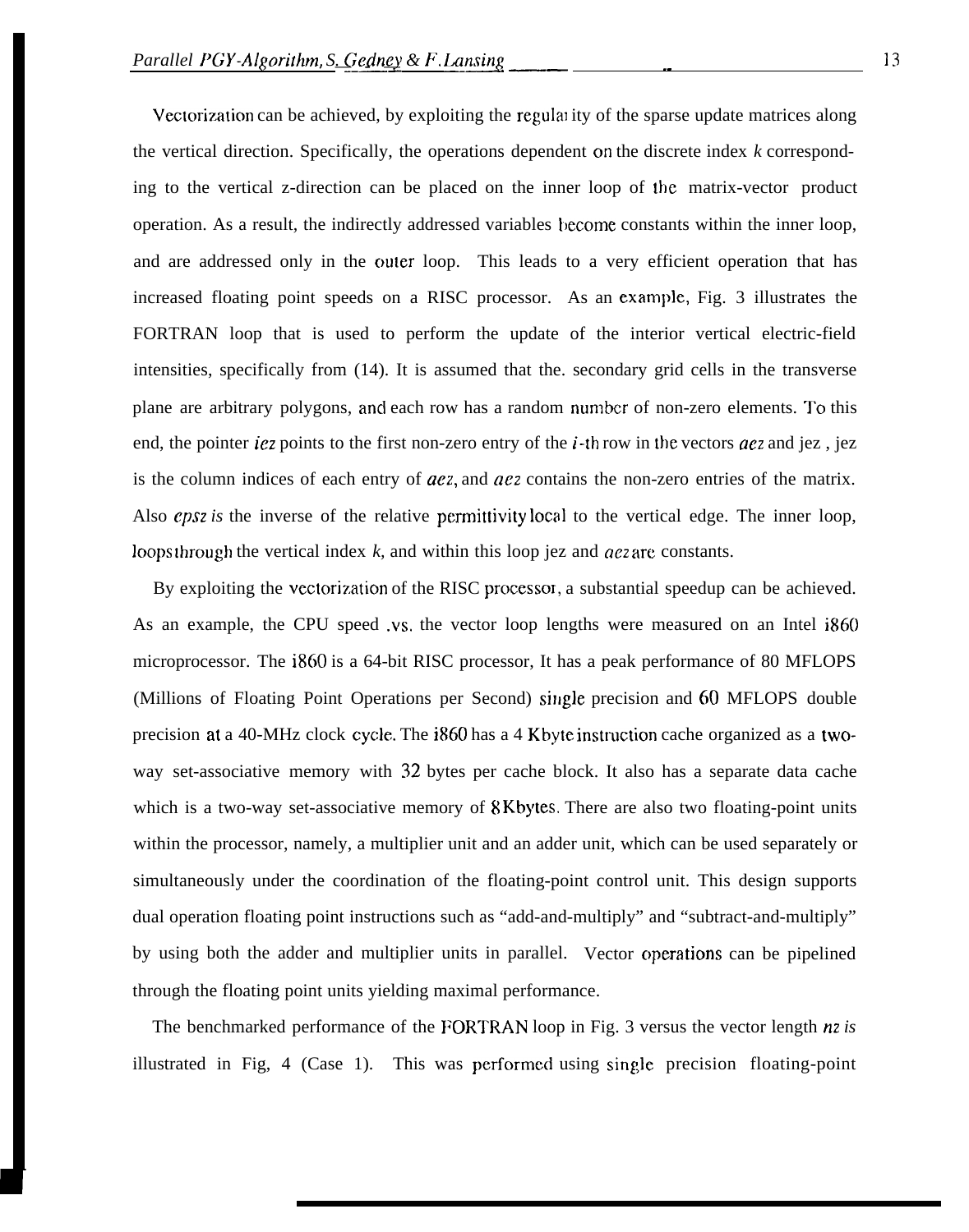Vectorization can be achieved, by exploiting the regularity of the sparse update matrices along the vertical direction. Specifically, the operations dependent on the discrete index *k* corresponding to the vertical z-direction can be placed on the inner loop of the matrix-vector product operation. As a result, the indirectly addressed variables become constants within the inner loop, and are addressed only in the outer loop. This leads to a very efficient operation that has increased floating point speeds on a RISC processor. As an example, Fig. 3 illustrates the FORTRAN loop that is used to perform the update of the interior vertical electric-field intensities, specifically from (14). It is assumed that the. secondary grid cells in the transverse plane are arbitrary polygons, and each row has a random number of non-zero elements. To this end, the pointer *iez* points to the first non-zero entry of the *i*-th row in the vectors *aez* and jez , jez is the column indices of each entry of *aez*, and *aez* contains the non-zero entries of the matrix. Also *epsz is* the inverse of the relative permittivity local to the vertical edge. The inner loop, loops through the vertical index *k,* and within this loop jez and *aez* are constants.

By exploiting the vectorization of the RISC processor, a substantial speedup can be achieved. As an example, the CPU speed .vs. the vector loop lengths were measured on an Intel i860 microprocessor. The i860 is a 64-bit RISC processor, It has a peak performance of 80 MFLOPS (Millions of Floating Point Operations per Second) single precision and 60 MFLOPS double precision at a 40-MHz clock cycle. The i860 has a 4 Kbyte instruction cache organized as a two-way set-associative memory with 32 bytes per cache block. It also has a separate data cache which is a two-way set-associative memory of 8 Kbytes. There are also two floating-point units within the processor, namely, a multiplier unit and an adder unit, which can be used separately or simultaneously under the coordination of the floating-point control unit. This design supports dual operation floating point instructions such as "add-and-multiply" and "subtract-and-multiply" by using both the adder and multiplier units in parallel. Vector operations can be pipelined through the floating point units yielding maximal performance.

The benchmarked performance of the FORTRAN loop in Fig. 3 versus the vector length *nz is* illustrated in Fig, 4 (Case 1). This was performed using single precision floating-point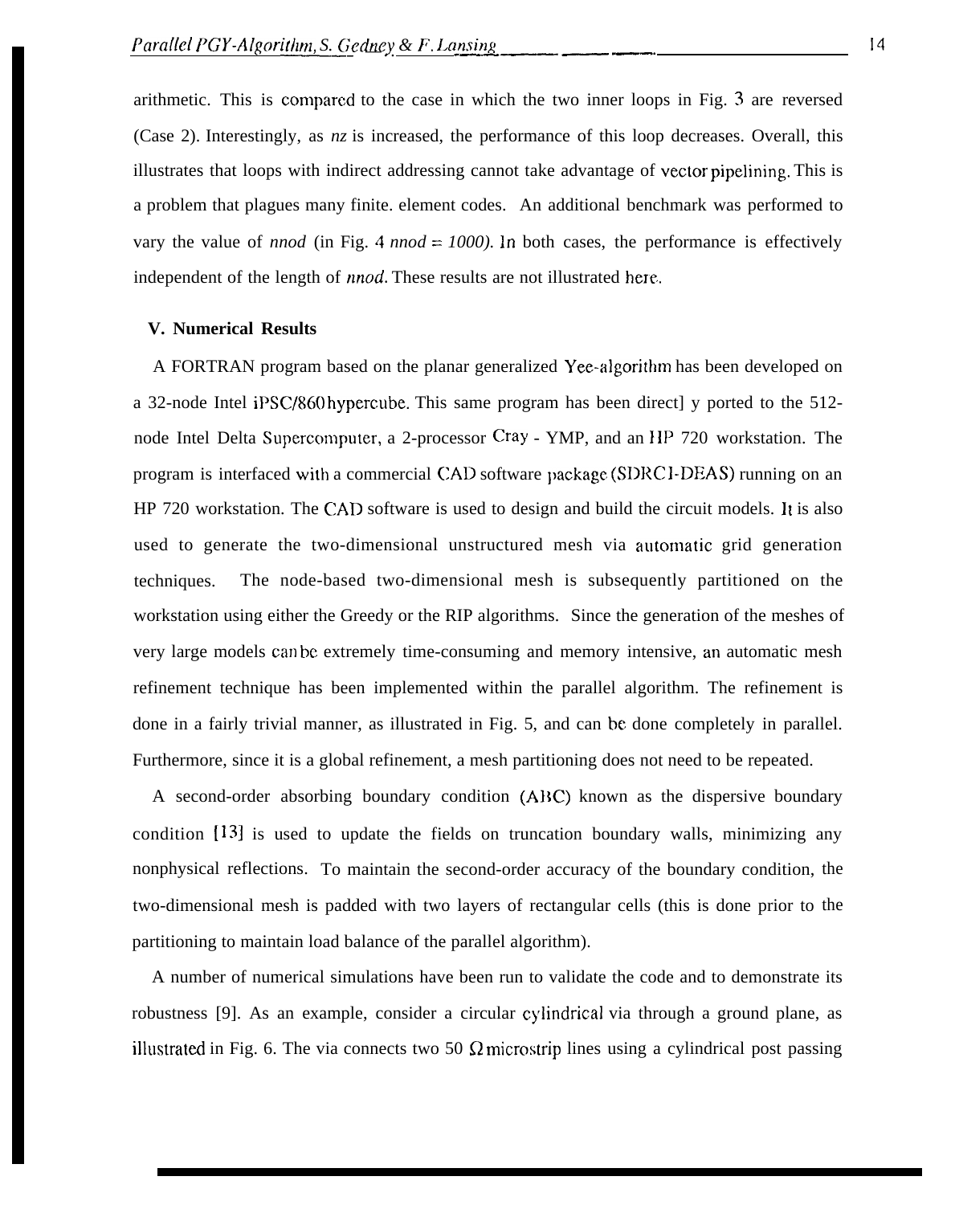arithmetic. This is compared to the case in which the two inner loops in Fig. 3 are reversed (Case 2). Interestingly, as *nz* is increased, the performance of this loop decreases. Overall, this illustrates that loops with indirect addressing cannot take advantage of vector pipelining. This is a problem that plagues many finite. element codes. An additional benchmark was performed to vary the value of *nnod* (in Fig. 4 *nnod = 1000)*. In both cases, the performance is effectively independent of the length of *nnod*. These results are not illustrated here.

## V. Numerical Results

A FORTRAN program based on the planar generalized Yee-algorithm has been developed on a 32-node Intel iPSC/860 hypercube. This same program has been direct] y ported to the 512-node Intel Delta Supercomputer, a 2-processor Cray - YMP, and an HP 720 workstation. The program is interfaced with a commercial CAD software package (SDRC I-DEAS) running on an HP 720 workstation. The CAD software is used to design and build the circuit models. It is also used to generate the two-dimensional unstructured mesh via automatic grid generation techniques. The node-based two-dimensional mesh is subsequently partitioned on the workstation using either the Greedy or the RIP algorithms. Since the generation of the meshes of very large models can be extremely time-consuming and memory intensive, an automatic mesh refinement technique has been implemented within the parallel algorithm. The refinement is done in a fairly trivial manner, as illustrated in Fig. 5, and can be done completely in parallel. Furthermore, since it is a global refinement, a mesh partitioning does not need to be repeated.

A second-order absorbing boundary condition (ABC) known as the dispersive boundary condition [13] is used to update the fields on truncation boundary walls, minimizing any nonphysical reflections. To maintain the second-order accuracy of the boundary condition, the two-dimensional mesh is padded with two layers of rectangular cells (this is done prior to the partitioning to maintain load balance of the parallel algorithm).

A number of numerical simulations have been run to validate the code and to demonstrate its robustness [9]. As an example, consider a circular cylindrical via through a ground plane, as illustrated in Fig. 6. The via connects two 50 $\Omega$ microstrip lines using a cylindrical post passing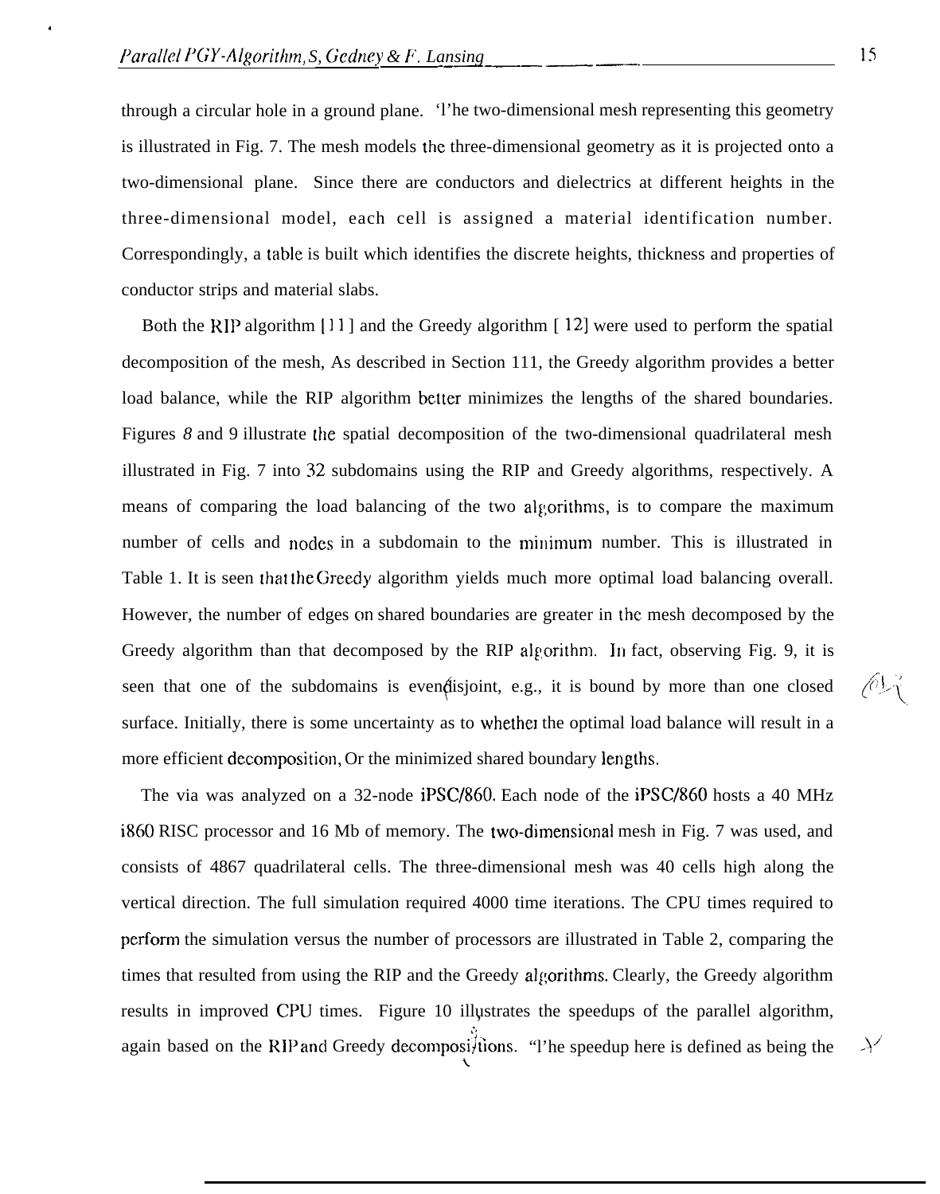through a circular hole in a ground plane. 'l'he two-dimensional mesh representing this geometry is illustrated in Fig. 7. The mesh models the three-dimensional geometry as it is projected onto a two-dimensional plane. Since there are conductors and dielectrics at different heights in the three-dimensional model, each cell is assigned a material identification number. Correspondingly, a table is built which identifies the discrete heights, thickness and properties of conductor strips and material slabs.

Both the RIP algorithm [11] and the Greedy algorithm [12] were used to perform the spatial decomposition of the mesh, As described in Section 111, the Greedy algorithm provides a better load balance, while the RIP algorithm better minimizes the lengths of the shared boundaries. Figures *8* and 9 illustrate the spatial decomposition of the two-dimensional quadrilateral mesh illustrated in Fig. 7 into 32 subdomains using the RIP and Greedy algorithms, respectively. A means of comparing the load balancing of the two algorithms, is to compare the maximum number of cells and nodes in a subdomain to the minimum number. This is illustrated in Table 1. It is seen that the Greedy algorithm yields much more optimal load balancing overall. However, the number of edges on shared boundaries are greater in the mesh decomposed by the Greedy algorithm than that decomposed by the RIP algorithm. In fact, observing Fig. 9, it is seen that one of the subdomains is even disjoint, e.g., it is bound by more than one closed surface. Initially, there is some uncertainty as to whether the optimal load balance will result in a more efficient decomposition, Or the minimized shared boundary lengths.

The via was analyzed on a 32-node iPSC/860. Each node of the iPSC/860 hosts a 40 MHz i860 RISC processor and 16 Mb of memory. The two-dimensional mesh in Fig. 7 was used, and consists of 4867 quadrilateral cells. The three-dimensional mesh was 40 cells high along the vertical direction. The full simulation required 4000 time iterations. The CPU times required to perform the simulation versus the number of processors are illustrated in Table 2, comparing the times that resulted from using the RIP and the Greedy algorithms. Clearly, the Greedy algorithm results in improved CPU times. Figure 10 illustrates the speedups of the parallel algorithm, again based on the RIP and Greedy decompositions. "l'he speedup here is defined as being the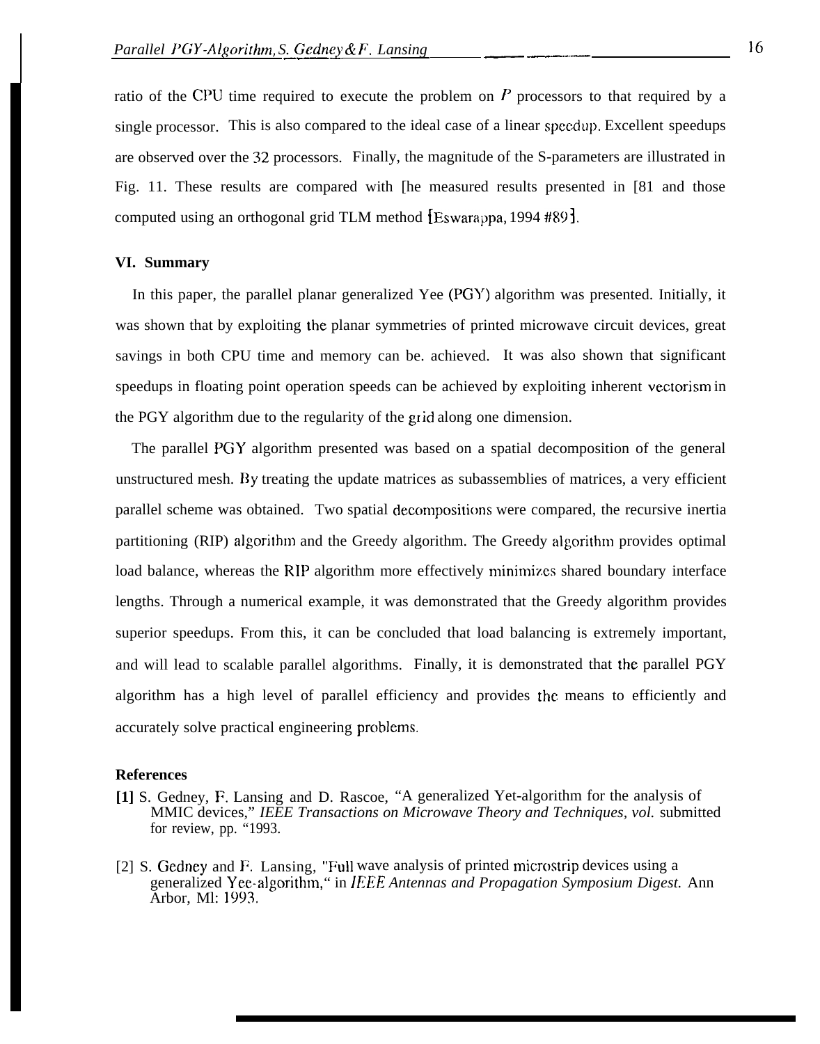ratio of the CPU time required to execute the problem on $P$ processors to that required by a single processor. This is also compared to the ideal case of a linear speedup. Excellent speedups are observed over the 32 processors. Finally, the magnitude of the S-parameters are illustrated in Fig. 11. These results are compared with [he measured results presented in [81 and those computed using an orthogonal grid TLM method [Eswarappa, 1994 #89].

### VI. Summary

In this paper, the parallel planar generalized Yee (PGY) algorithm was presented. Initially, it was shown that by exploiting the planar symmetries of printed microwave circuit devices, great savings in both CPU time and memory can be. achieved. It was also shown that significant speedups in floating point operation speeds can be achieved by exploiting inherent vectorism in the PGY algorithm due to the regularity of the grid along one dimension.

The parallel PGY algorithm presented was based on a spatial decomposition of the general unstructured mesh. By treating the update matrices as subassemblies of matrices, a very efficient parallel scheme was obtained. Two spatial decompositions were compared, the recursive inertia partitioning (RIP) algorithm and the Greedy algorithm. The Greedy algorithm provides optimal load balance, whereas the RIP algorithm more effectively minimizes shared boundary interface lengths. Through a numerical example, it was demonstrated that the Greedy algorithm provides superior speedups. From this, it can be concluded that load balancing is extremely important, and will lead to scalable parallel algorithms. Finally, it is demonstrated that the parallel PGY algorithm has a high level of parallel efficiency and provides the means to efficiently and accurately solve practical engineering problems.

### References

**[1]** S. Gedney, F. Lansing and D. Rascoe, "A generalized Yet-algorithm for the analysis of MMIC devices," *IEEE Transactions on Microwave Theory and Techniques, vol.* submitted for review, pp. "1993.

[2] S. Gedney and F. Lansing, "Full wave analysis of printed microstrip devices using a generalized Yee-algorithm," in *IEEE Antennas and Propagation Symposium Digest.* Ann Arbor, Ml: 1993.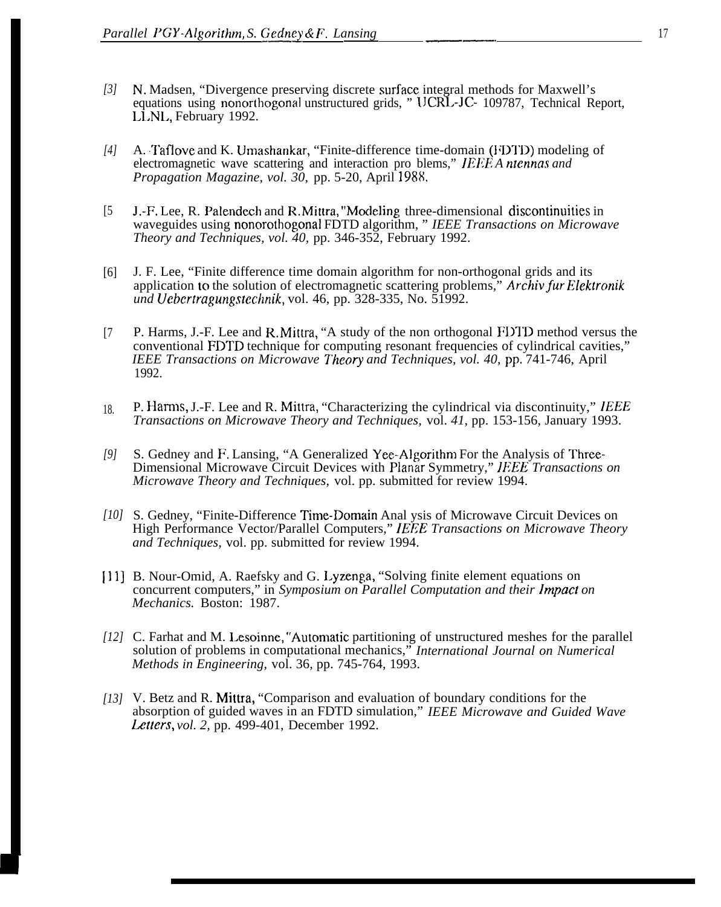[3] N. Madsen, "Divergence preserving discrete surface integral methods for Maxwell's equations using nonorthogonal unstructured grids, " UCRL-JC- 109787, Technical Report, LLNL, February 1992.

[4] A. Taflove and K. Umashankar, "Finite-difference time-domain (FDTD) modeling of electromagnetic wave scattering and interaction pro blems," *IEEE Antennas and Propagation Magazine, vol. 30,* pp. 5-20, April 1988.

[5 J.-F. Lee, R. Palendech and R. Mittra, "Modeling three-dimensional discontinuities in waveguides using nonorothogonal FDTD algorithm, " *IEEE Transactions on Microwave Theory and Techniques, vol. 40,* pp. 346-352, February 1992.

[6] J. F. Lee, "Finite difference time domain algorithm for non-orthogonal grids and its application to the solution of electromagnetic scattering problems," *Archiv fur Elektronik und Uebertragungstechnik*, vol. 46, pp. 328-335, No. 51992.

[7 P. Harms, J.-F. Lee and R. Mittra, "A study of the non orthogonal FDTD method versus the conventional FDTD technique for computing resonant frequencies of cylindrical cavities," *IEEE Transactions on Microwave Theory and Techniques, vol. 40,* pp. 741-746, April 1992.

18. P. Harms, J.-F. Lee and R. Mittra, "Characterizing the cylindrical via discontinuity," *IEEE Transactions on Microwave Theory and Techniques,* vol. *41,* pp. 153-156, January 1993.

[9] S. Gedney and F. Lansing, "A Generalized Yee-Algorithm For the Analysis of Three-Dimensional Microwave Circuit Devices with Planar Symmetry," *IEEE Transactions on Microwave Theory and Techniques,* vol. pp. submitted for review 1994.

[10] S. Gedney, "Finite-Difference Time-Domain Anal ysis of Microwave Circuit Devices on High Performance Vector/Parallel Computers," *IEEE Transactions on Microwave Theory and Techniques,* vol. pp. submitted for review 1994.

[11] B. Nour-Omid, A. Raefsky and G. Lyzenga, "Solving finite element equations on concurrent computers," in *Symposium on Parallel Computation and their Impact on Mechanics.* Boston: 1987.

[12] C. Farhat and M. Lesoinne, "Automatic partitioning of unstructured meshes for the parallel solution of problems in computational mechanics," *International Journal on Numerical Methods in Engineering,* vol. 36, pp. 745-764, 1993.

[13] V. Betz and R. Mittra, "Comparison and evaluation of boundary conditions for the absorption of guided waves in an FDTD simulation," *IEEE Microwave and Guided Wave Letters, vol. 2,* pp. 499-401, December 1992.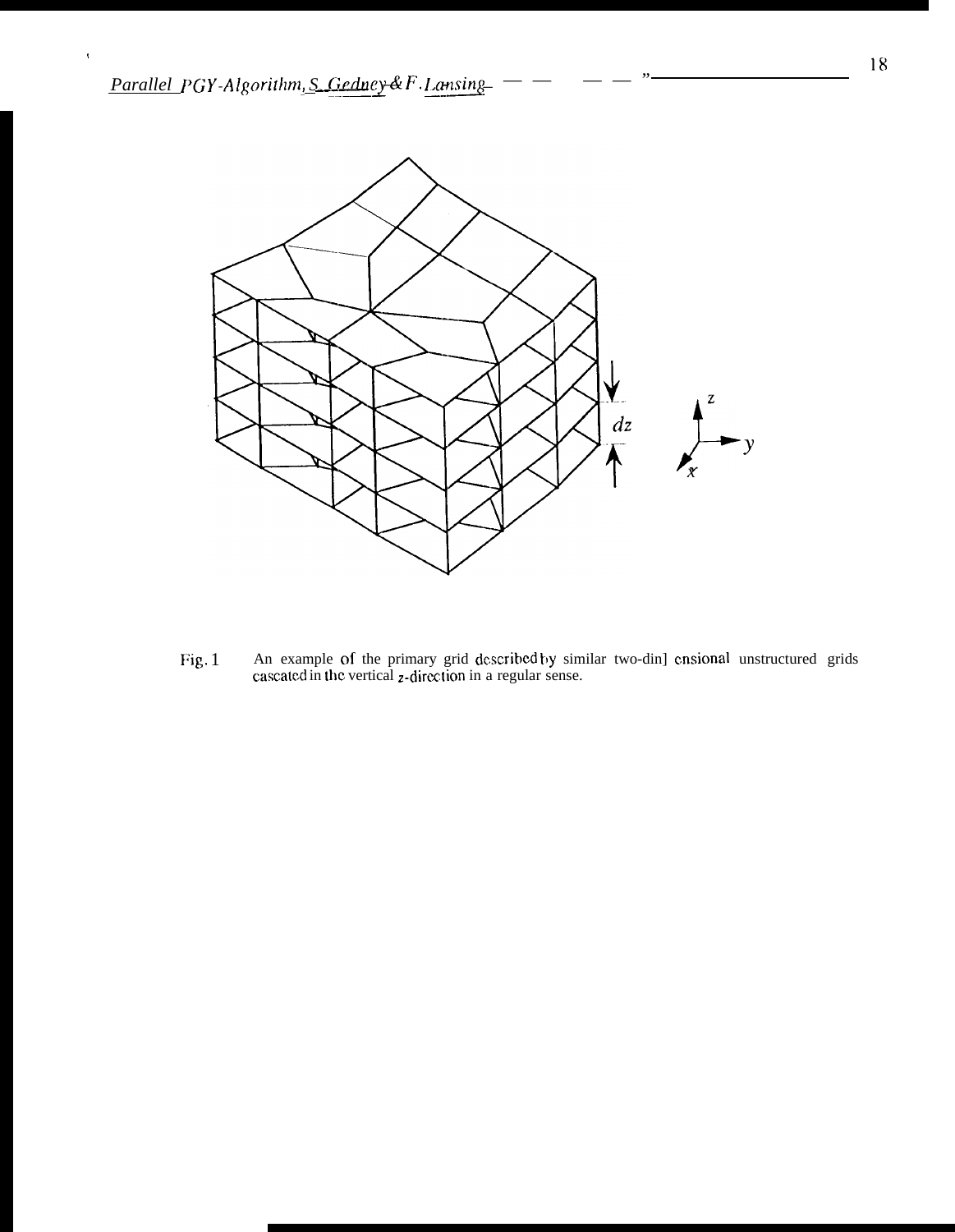Fig. 1 An example of the primary grid described by similar two-dimensional unstructured grids cascaded in the vertical $z$-direction in a regular sense.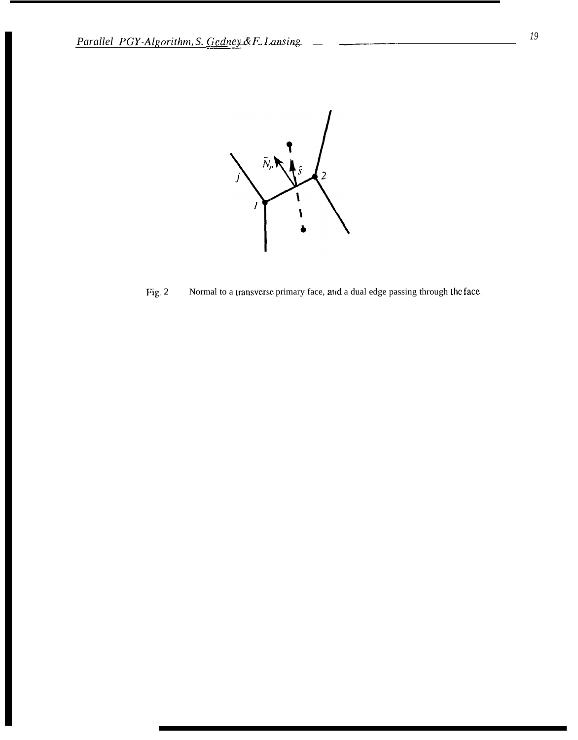Fig. 2 Normal to a transverse primary face, and a dual edge passing through the face.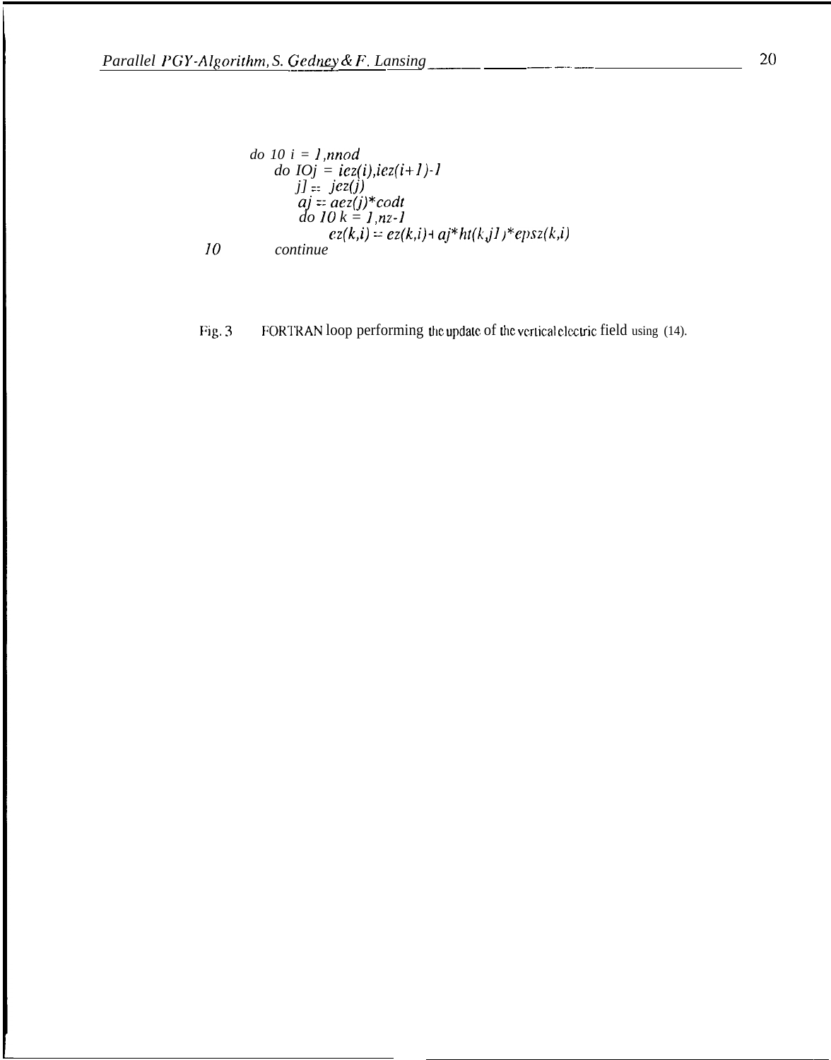```
      do 10 i = 1,nnod
           do 10 j = iez(i),iez(i+1)-1
                j1 = jez(j)
                aj = aez(j)*codt
                do 10 k = 1,nz-1
                     ez(k,i) = ez(k,i)+ aj*ht(k,j1)*epsz(k,i)
10        continue
```

Fig. 3 FORTRAN loop performing the update of the vertical electric field using (14).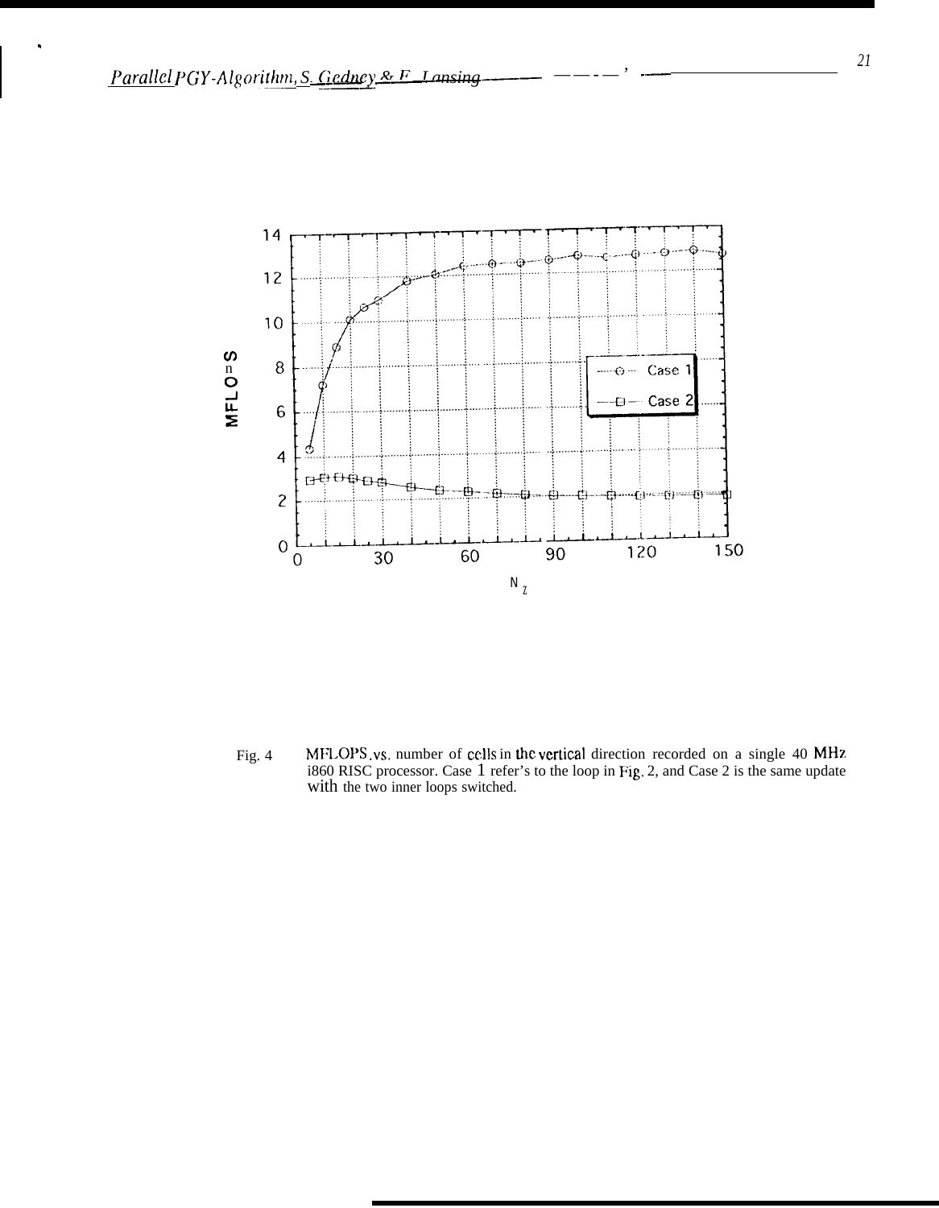Fig. 4 MFLOPS vs. number of cells in the vertical direction recorded on a single 40 MHz i860 RISC processor. Case 1 refer's to the loop in Fig. 2, and Case 2 is the same update with the two inner loops switched.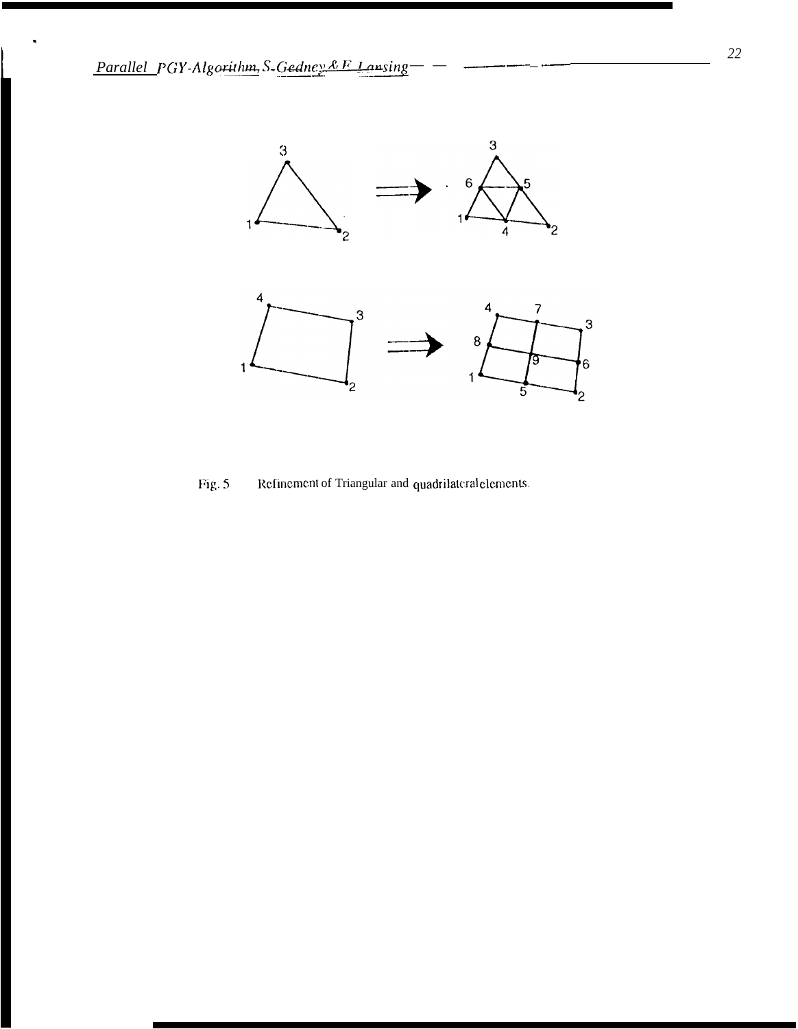Fig. 5 Refinement of Triangular and quadrilateral elements.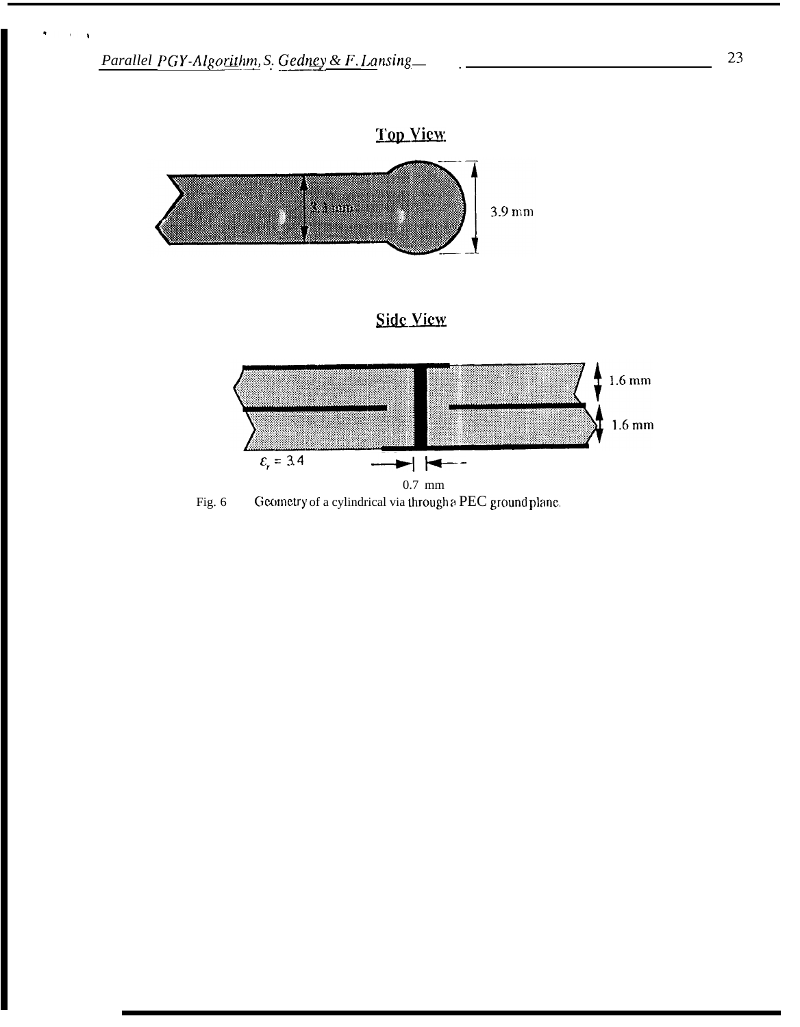Top View

3.1 mm

3.9 mm

Side View

1.6 mm

1.6 mm

$\varepsilon_r = 3.4$

0.7 mm

Fig. 6 Geometry of a cylindrical via through a PEC ground plane.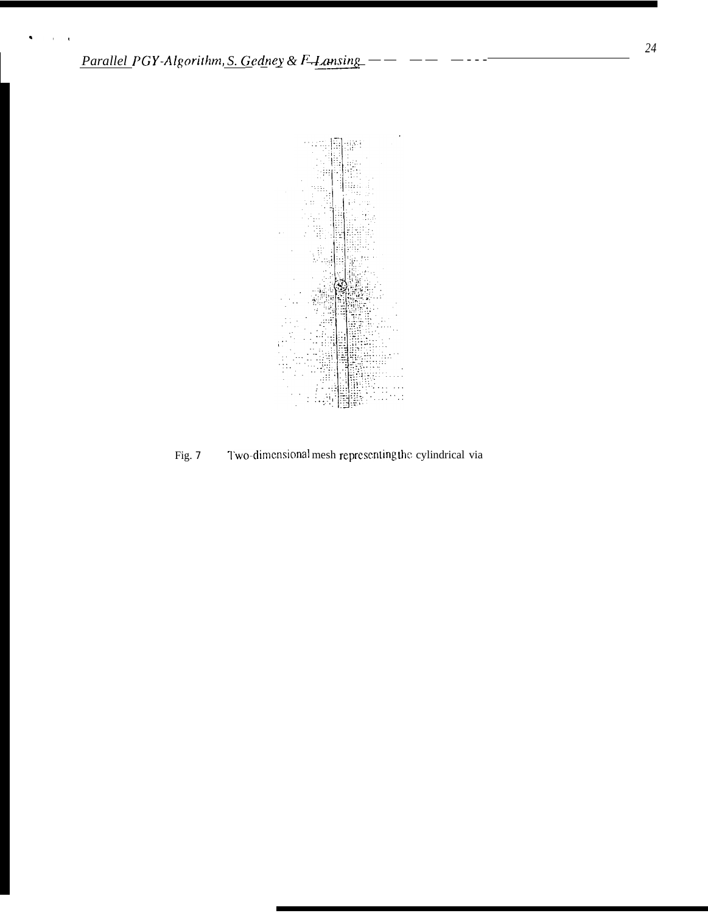Fig. 7 Two-dimensional mesh representing the cylindrical via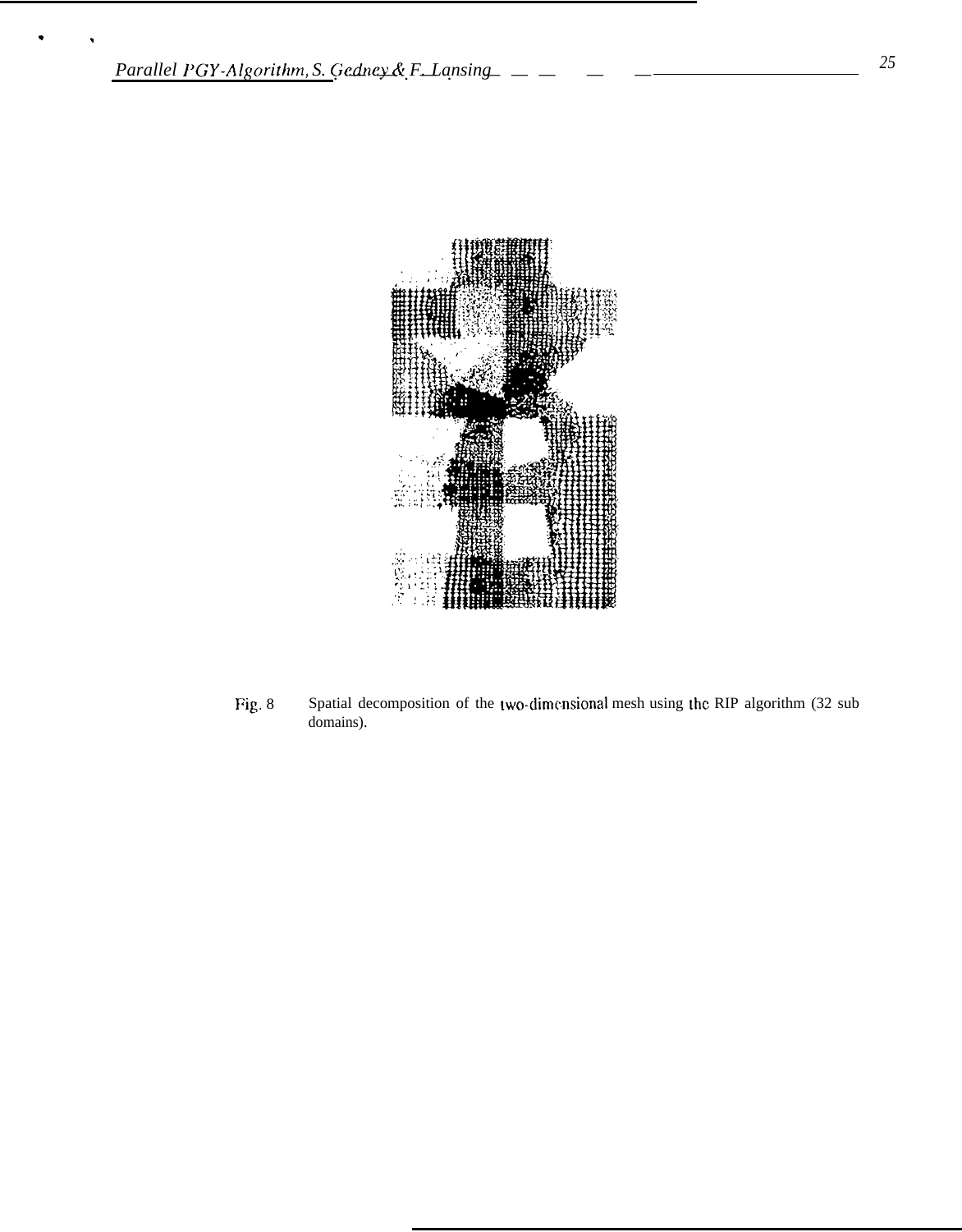Fig. 8 Spatial decomposition of the two-dimensional mesh using the RIP algorithm (32 sub domains).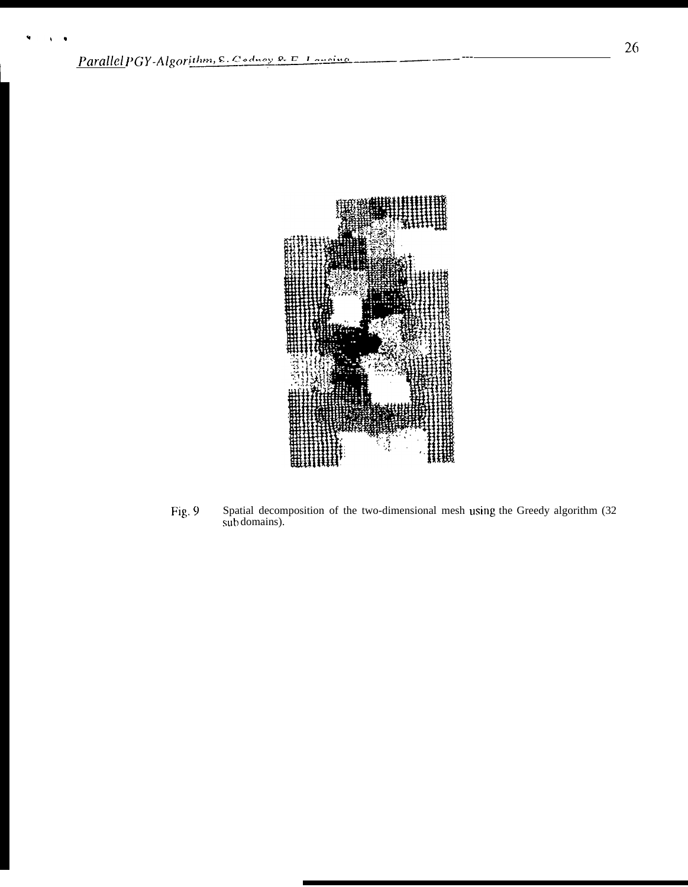Fig. 9 Spatial decomposition of the two-dimensional mesh using the Greedy algorithm (32 sub domains).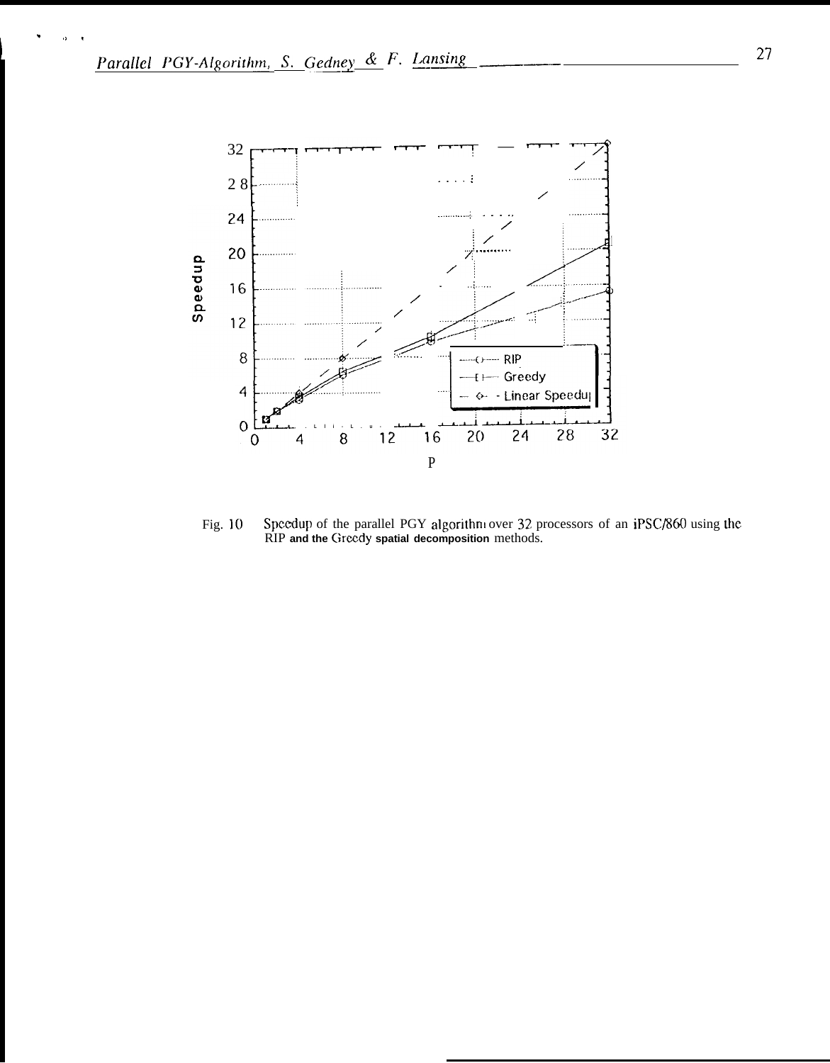Fig. 10 Speedup of the parallel PGY algorithm over 32 processors of an iPSC/860 using the RIP and the Greedy spatial decomposition methods.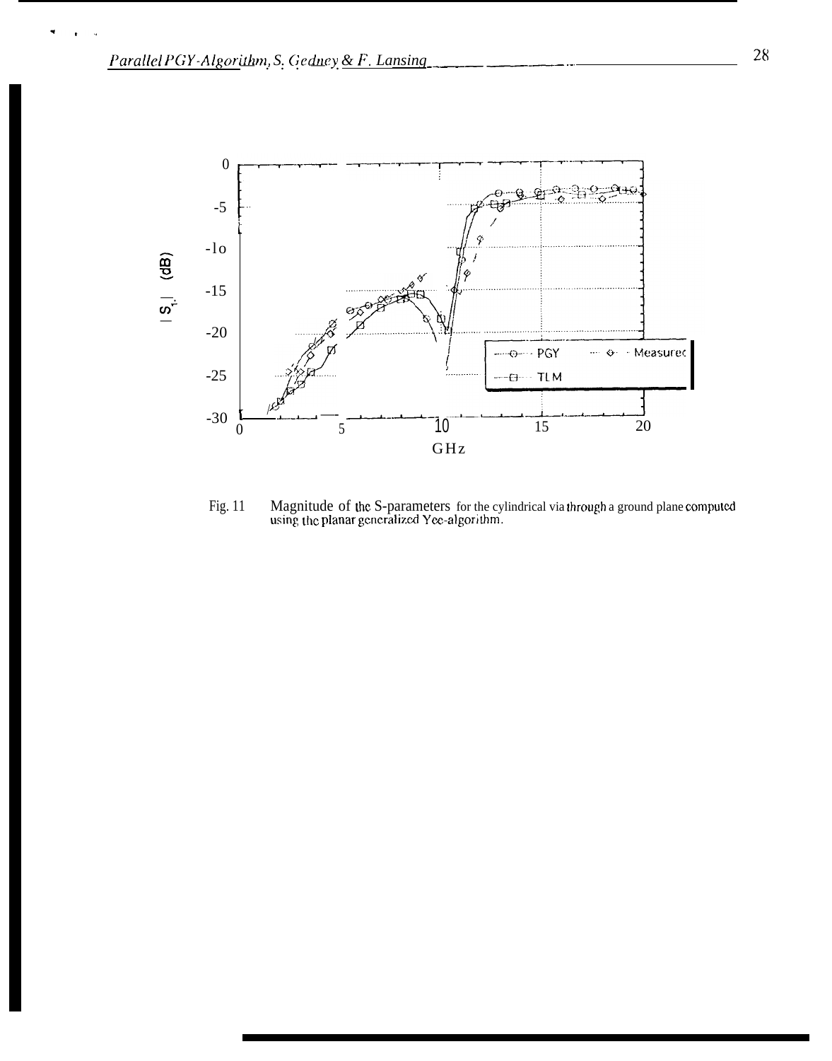Fig. 11 Magnitude of the S-parameters for the cylindrical via through a ground plane computed using the planar generalized Yee-algorithm.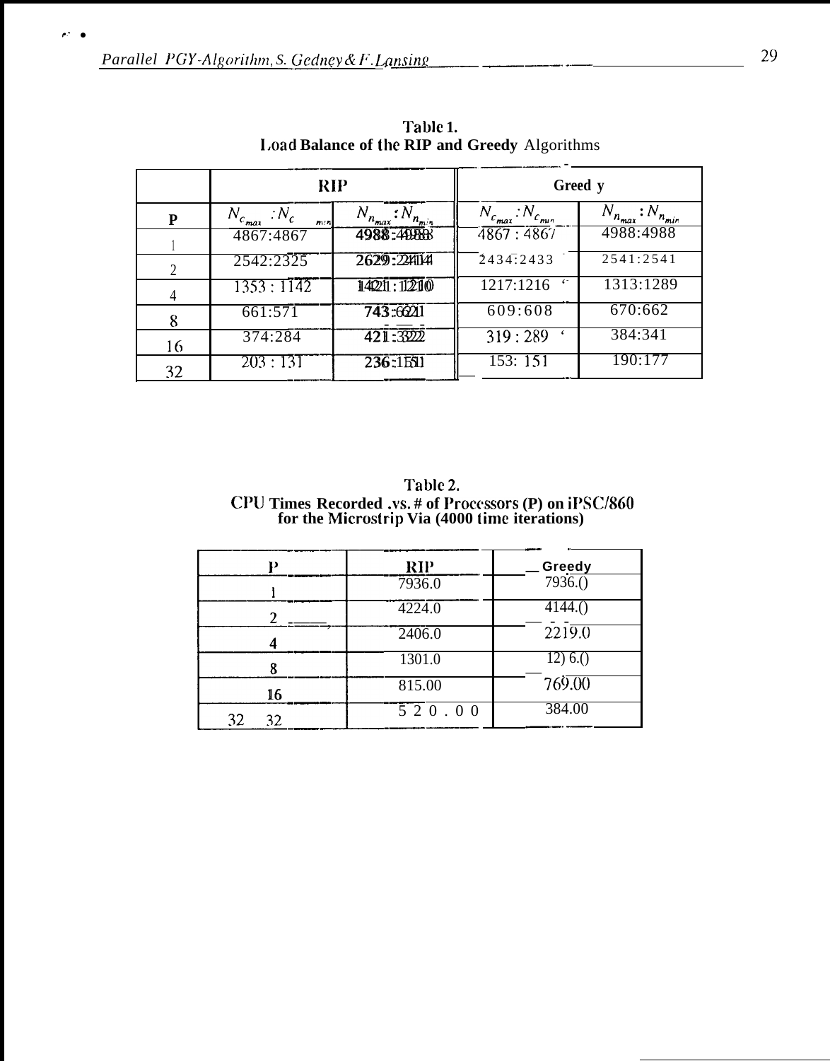**Table 1.**
**Load Balance of the RIP and Greedy Algorithms**

| | RIP | | Greedy | |
|---|---|---|---|---|
| **P** | $N_{c_{max}} : N_{c_{min}}$ | $N_{n_{max}} : N_{n_{min}}$ | $N_{c_{max}} : N_{c_{min}}$ | $N_{n_{max}} : N_{n_{min}}$ |
| 1 | 4867:4867 | **4988:4988** | 4867 : 4867 | 4988:4988 |
| 2 | 2542:2325 | **2629:2414** | 2434:2433 | 2541:2541 |
| 4 | 1353 : 1142 | **1421 : 1210** | 1217:1216 | 1313:1289 |
| 8 | 661:571 | **743:621** | 609:608 | 670:662 |
| 16 | 374:284 | **421:322** | 319 : 289 | 384:341 |
| 32 | 203 : 131 | **236:151** | 153: 151 | 190:177 |

**Table 2.**
**CPU Times Recorded .vs. # of Processors (P) on iPSC/860 for the Microstrip Via (4000 time iterations)**

| P | RIP | Greedy |
|---|---|---|
| 1 | 7936.0 | 7936.0 |
| 2 | 4224.0 | 4144.0 |
| 4 | 2406.0 | 2219.0 |
| 8 | 1301.0 | 1216.0 |
| 16 | 815.00 | 769.00 |
| 32 | 520.00 | 384.00 |